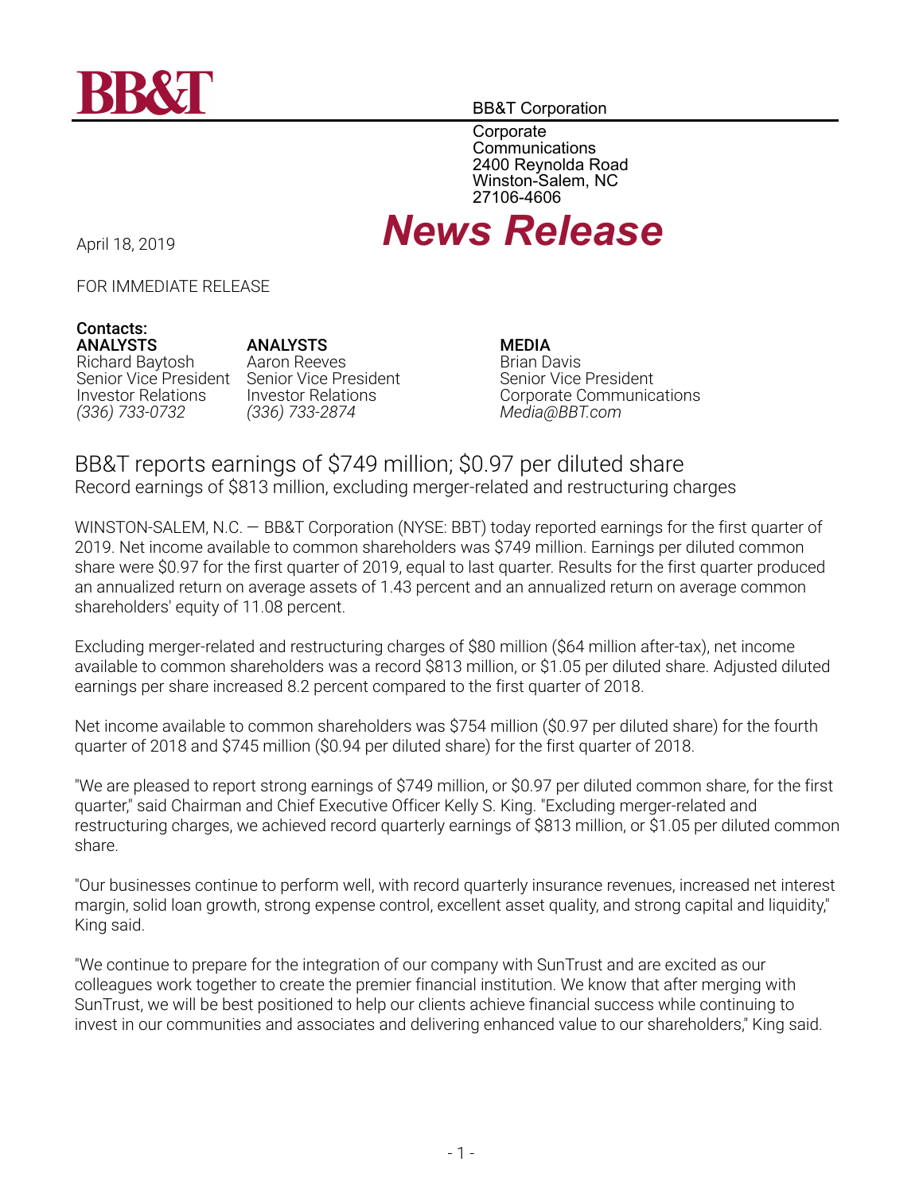BB&T

BB&T Corporation

Corporate Communications
2400 Reynolda Road
Winston-Salem, NC
27106-4606

April 18, 2019

# *News Release*

FOR IMMEDIATE RELEASE

**Contacts:**

**ANALYSTS**
Richard Baytosh
Senior Vice President
Investor Relations
*(336) 733-0732*

**ANALYSTS**
Aaron Reeves
Senior Vice President
Investor Relations
*(336) 733-2874*

**MEDIA**
Brian Davis
Senior Vice President
Corporate Communications
*Media@BBT.com*

## BB&T reports earnings of $749 million; $0.97 per diluted share

Record earnings of $813 million, excluding merger-related and restructuring charges

WINSTON-SALEM, N.C. — BB&T Corporation (NYSE: BBT) today reported earnings for the first quarter of 2019. Net income available to common shareholders was $749 million. Earnings per diluted common share were $0.97 for the first quarter of 2019, equal to last quarter. Results for the first quarter produced an annualized return on average assets of 1.43 percent and an annualized return on average common shareholders' equity of 11.08 percent.

Excluding merger-related and restructuring charges of $80 million ($64 million after-tax), net income available to common shareholders was a record $813 million, or $1.05 per diluted share. Adjusted diluted earnings per share increased 8.2 percent compared to the first quarter of 2018.

Net income available to common shareholders was $754 million ($0.97 per diluted share) for the fourth quarter of 2018 and $745 million ($0.94 per diluted share) for the first quarter of 2018.

"We are pleased to report strong earnings of $749 million, or $0.97 per diluted common share, for the first quarter," said Chairman and Chief Executive Officer Kelly S. King. "Excluding merger-related and restructuring charges, we achieved record quarterly earnings of $813 million, or $1.05 per diluted common share.

"Our businesses continue to perform well, with record quarterly insurance revenues, increased net interest margin, solid loan growth, strong expense control, excellent asset quality, and strong capital and liquidity," King said.

"We continue to prepare for the integration of our company with SunTrust and are excited as our colleagues work together to create the premier financial institution. We know that after merging with SunTrust, we will be best positioned to help our clients achieve financial success while continuing to invest in our communities and associates and delivering enhanced value to our shareholders," King said.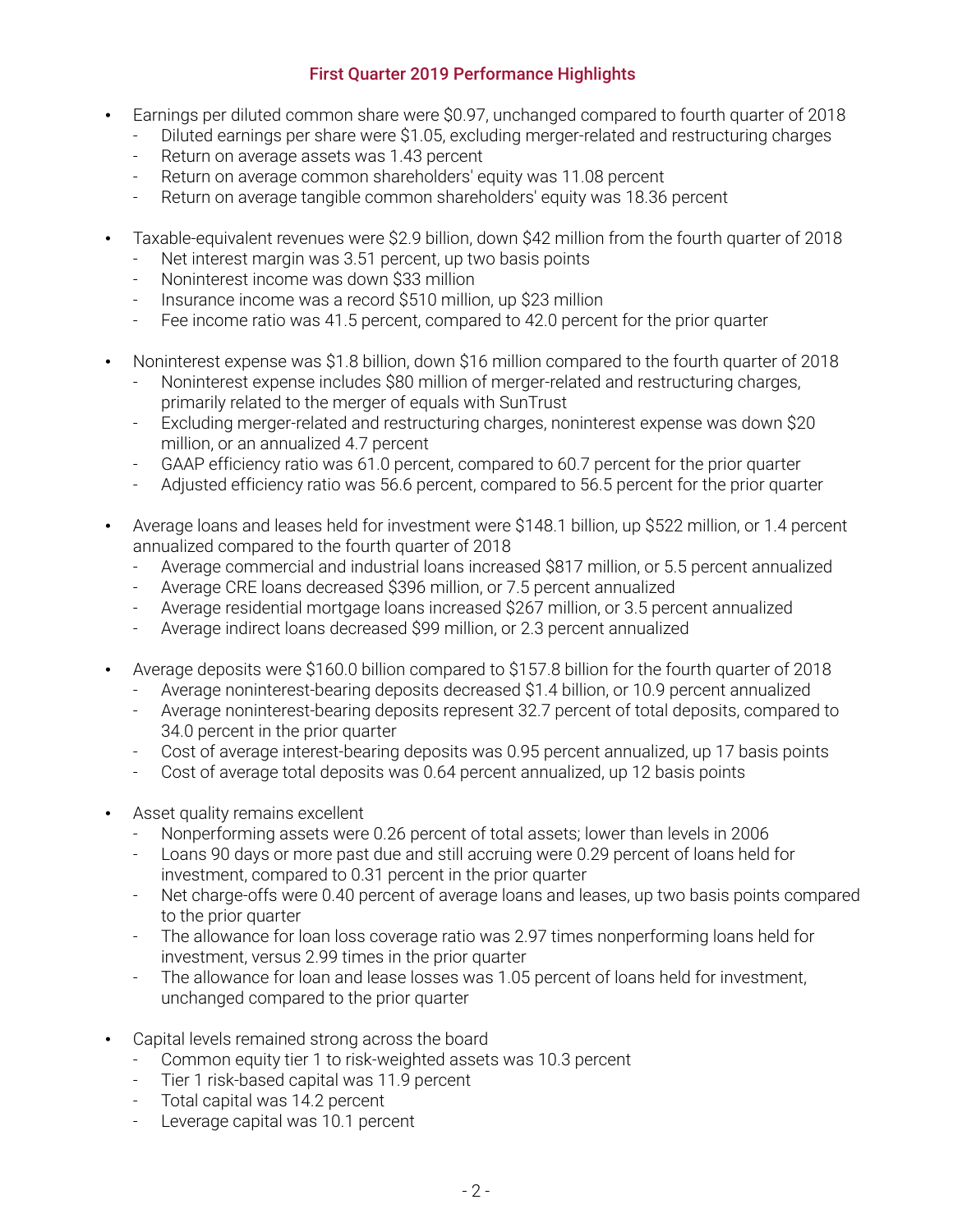## First Quarter 2019 Performance Highlights

- Earnings per diluted common share were $0.97, unchanged compared to fourth quarter of 2018
  - Diluted earnings per share were $1.05, excluding merger-related and restructuring charges
  - Return on average assets was 1.43 percent
  - Return on average common shareholders' equity was 11.08 percent
  - Return on average tangible common shareholders' equity was 18.36 percent

- Taxable-equivalent revenues were $2.9 billion, down $42 million from the fourth quarter of 2018
  - Net interest margin was 3.51 percent, up two basis points
  - Noninterest income was down $33 million
  - Insurance income was a record $510 million, up $23 million
  - Fee income ratio was 41.5 percent, compared to 42.0 percent for the prior quarter

- Noninterest expense was $1.8 billion, down $16 million compared to the fourth quarter of 2018
  - Noninterest expense includes $80 million of merger-related and restructuring charges, primarily related to the merger of equals with SunTrust
  - Excluding merger-related and restructuring charges, noninterest expense was down $20 million, or an annualized 4.7 percent
  - GAAP efficiency ratio was 61.0 percent, compared to 60.7 percent for the prior quarter
  - Adjusted efficiency ratio was 56.6 percent, compared to 56.5 percent for the prior quarter

- Average loans and leases held for investment were $148.1 billion, up $522 million, or 1.4 percent annualized compared to the fourth quarter of 2018
  - Average commercial and industrial loans increased $817 million, or 5.5 percent annualized
  - Average CRE loans decreased $396 million, or 7.5 percent annualized
  - Average residential mortgage loans increased $267 million, or 3.5 percent annualized
  - Average indirect loans decreased $99 million, or 2.3 percent annualized

- Average deposits were $160.0 billion compared to $157.8 billion for the fourth quarter of 2018
  - Average noninterest-bearing deposits decreased $1.4 billion, or 10.9 percent annualized
  - Average noninterest-bearing deposits represent 32.7 percent of total deposits, compared to 34.0 percent in the prior quarter
  - Cost of average interest-bearing deposits was 0.95 percent annualized, up 17 basis points
  - Cost of average total deposits was 0.64 percent annualized, up 12 basis points

- Asset quality remains excellent
  - Nonperforming assets were 0.26 percent of total assets; lower than levels in 2006
  - Loans 90 days or more past due and still accruing were 0.29 percent of loans held for investment, compared to 0.31 percent in the prior quarter
  - Net charge-offs were 0.40 percent of average loans and leases, up two basis points compared to the prior quarter
  - The allowance for loan loss coverage ratio was 2.97 times nonperforming loans held for investment, versus 2.99 times in the prior quarter
  - The allowance for loan and lease losses was 1.05 percent of loans held for investment, unchanged compared to the prior quarter

- Capital levels remained strong across the board
  - Common equity tier 1 to risk-weighted assets was 10.3 percent
  - Tier 1 risk-based capital was 11.9 percent
  - Total capital was 14.2 percent
  - Leverage capital was 10.1 percent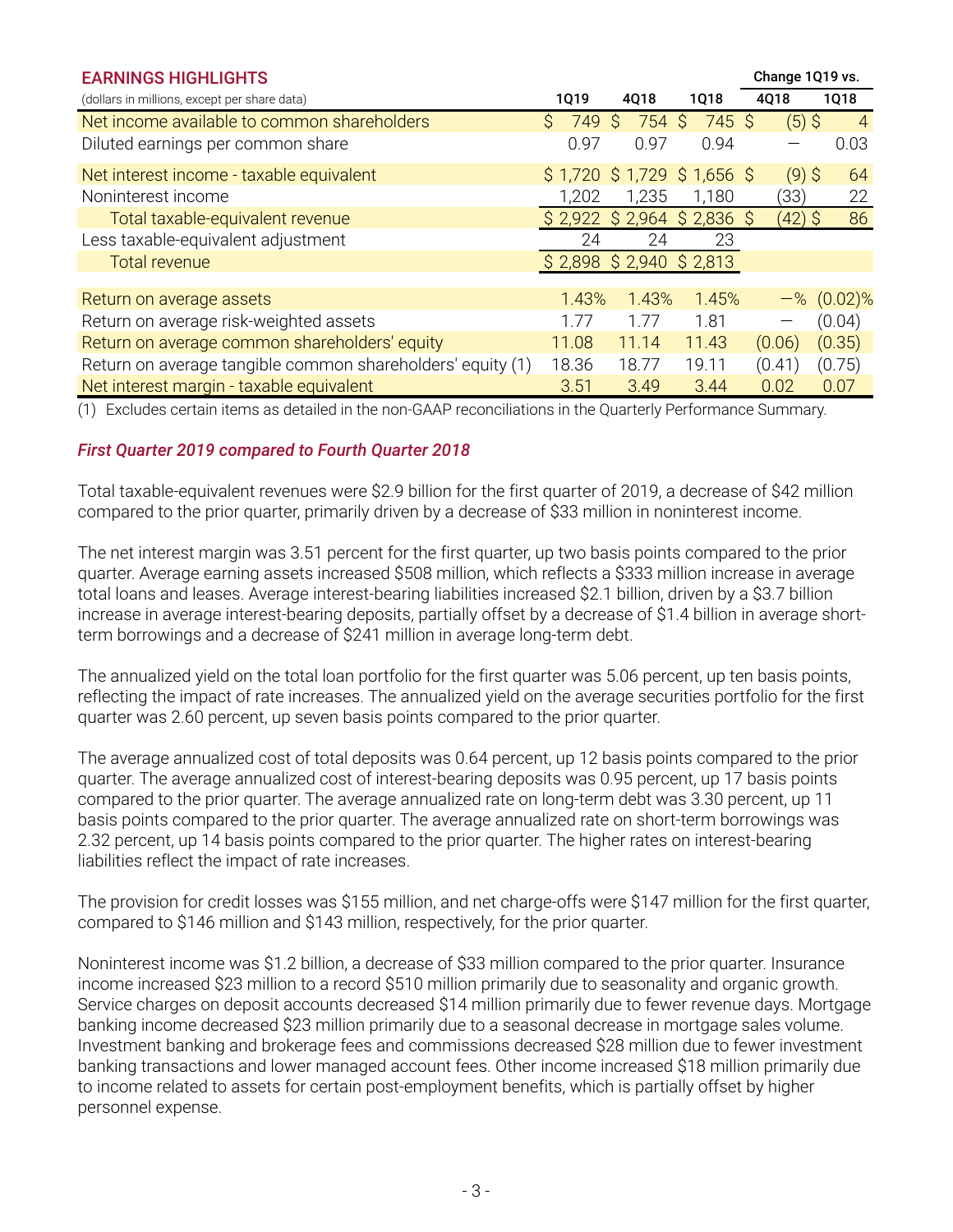## EARNINGS HIGHLIGHTS

| (dollars in millions, except per share data) | 1Q19 | 4Q18 | 1Q18 | Change 1Q19 vs. 4Q18 | Change 1Q19 vs. 1Q18 |
|---|---|---|---|---|---|
| Net income available to common shareholders | $ 749 | $ 754 | $ 745 | $ (5) | $ 4 |
| Diluted earnings per common share | 0.97 | 0.97 | 0.94 | — | 0.03 |
| Net interest income - taxable equivalent | $ 1,720 | $ 1,729 | $ 1,656 | $ (9) | $ 64 |
| Noninterest income | 1,202 | 1,235 | 1,180 | (33) | 22 |
| Total taxable-equivalent revenue | $ 2,922 | $ 2,964 | $ 2,836 | $ (42) | $ 86 |
| Less taxable-equivalent adjustment | 24 | 24 | 23 | | |
| Total revenue | $ 2,898 | $ 2,940 | $ 2,813 | | |
| Return on average assets | 1.43% | 1.43% | 1.45% | —% | (0.02)% |
| Return on average risk-weighted assets | 1.77 | 1.77 | 1.81 | — | (0.04) |
| Return on average common shareholders' equity | 11.08 | 11.14 | 11.43 | (0.06) | (0.35) |
| Return on average tangible common shareholders' equity (1) | 18.36 | 18.77 | 19.11 | (0.41) | (0.75) |
| Net interest margin - taxable equivalent | 3.51 | 3.49 | 3.44 | 0.02 | 0.07 |

(1) Excludes certain items as detailed in the non-GAAP reconciliations in the Quarterly Performance Summary.

### *First Quarter 2019 compared to Fourth Quarter 2018*

Total taxable-equivalent revenues were $2.9 billion for the first quarter of 2019, a decrease of $42 million compared to the prior quarter, primarily driven by a decrease of $33 million in noninterest income.

The net interest margin was 3.51 percent for the first quarter, up two basis points compared to the prior quarter. Average earning assets increased $508 million, which reflects a $333 million increase in average total loans and leases. Average interest-bearing liabilities increased $2.1 billion, driven by a $3.7 billion increase in average interest-bearing deposits, partially offset by a decrease of $1.4 billion in average short-term borrowings and a decrease of $241 million in average long-term debt.

The annualized yield on the total loan portfolio for the first quarter was 5.06 percent, up ten basis points, reflecting the impact of rate increases. The annualized yield on the average securities portfolio for the first quarter was 2.60 percent, up seven basis points compared to the prior quarter.

The average annualized cost of total deposits was 0.64 percent, up 12 basis points compared to the prior quarter. The average annualized cost of interest-bearing deposits was 0.95 percent, up 17 basis points compared to the prior quarter. The average annualized rate on long-term debt was 3.30 percent, up 11 basis points compared to the prior quarter. The average annualized rate on short-term borrowings was 2.32 percent, up 14 basis points compared to the prior quarter. The higher rates on interest-bearing liabilities reflect the impact of rate increases.

The provision for credit losses was $155 million, and net charge-offs were $147 million for the first quarter, compared to $146 million and $143 million, respectively, for the prior quarter.

Noninterest income was $1.2 billion, a decrease of $33 million compared to the prior quarter. Insurance income increased $23 million to a record $510 million primarily due to seasonality and organic growth. Service charges on deposit accounts decreased $14 million primarily due to fewer revenue days. Mortgage banking income decreased $23 million primarily due to a seasonal decrease in mortgage sales volume. Investment banking and brokerage fees and commissions decreased $28 million due to fewer investment banking transactions and lower managed account fees. Other income increased $18 million primarily due to income related to assets for certain post-employment benefits, which is partially offset by higher personnel expense.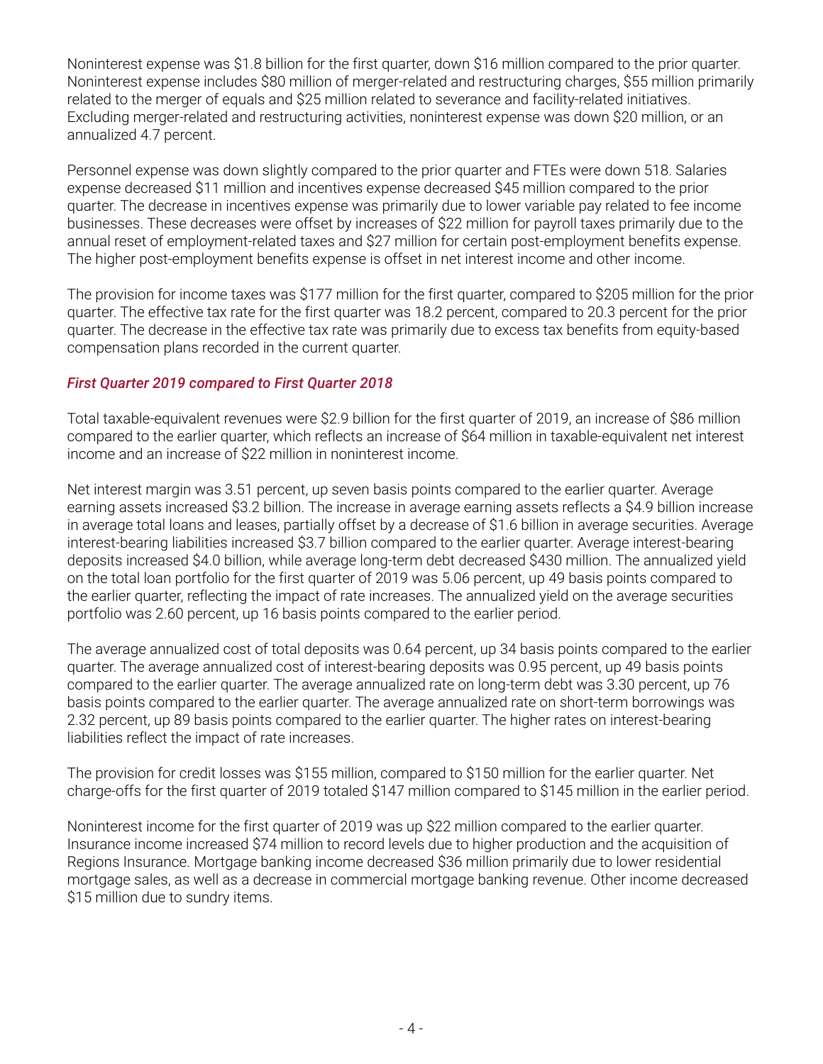Noninterest expense was $1.8 billion for the first quarter, down $16 million compared to the prior quarter. Noninterest expense includes $80 million of merger-related and restructuring charges, $55 million primarily related to the merger of equals and $25 million related to severance and facility-related initiatives. Excluding merger-related and restructuring activities, noninterest expense was down $20 million, or an annualized 4.7 percent.

Personnel expense was down slightly compared to the prior quarter and FTEs were down 518. Salaries expense decreased $11 million and incentives expense decreased $45 million compared to the prior quarter. The decrease in incentives expense was primarily due to lower variable pay related to fee income businesses. These decreases were offset by increases of $22 million for payroll taxes primarily due to the annual reset of employment-related taxes and $27 million for certain post-employment benefits expense. The higher post-employment benefits expense is offset in net interest income and other income.

The provision for income taxes was $177 million for the first quarter, compared to $205 million for the prior quarter. The effective tax rate for the first quarter was 18.2 percent, compared to 20.3 percent for the prior quarter. The decrease in the effective tax rate was primarily due to excess tax benefits from equity-based compensation plans recorded in the current quarter.

### *First Quarter 2019 compared to First Quarter 2018*

Total taxable-equivalent revenues were $2.9 billion for the first quarter of 2019, an increase of $86 million compared to the earlier quarter, which reflects an increase of $64 million in taxable-equivalent net interest income and an increase of $22 million in noninterest income.

Net interest margin was 3.51 percent, up seven basis points compared to the earlier quarter. Average earning assets increased $3.2 billion. The increase in average earning assets reflects a $4.9 billion increase in average total loans and leases, partially offset by a decrease of $1.6 billion in average securities. Average interest-bearing liabilities increased $3.7 billion compared to the earlier quarter. Average interest-bearing deposits increased $4.0 billion, while average long-term debt decreased $430 million. The annualized yield on the total loan portfolio for the first quarter of 2019 was 5.06 percent, up 49 basis points compared to the earlier quarter, reflecting the impact of rate increases. The annualized yield on the average securities portfolio was 2.60 percent, up 16 basis points compared to the earlier period.

The average annualized cost of total deposits was 0.64 percent, up 34 basis points compared to the earlier quarter. The average annualized cost of interest-bearing deposits was 0.95 percent, up 49 basis points compared to the earlier quarter. The average annualized rate on long-term debt was 3.30 percent, up 76 basis points compared to the earlier quarter. The average annualized rate on short-term borrowings was 2.32 percent, up 89 basis points compared to the earlier quarter. The higher rates on interest-bearing liabilities reflect the impact of rate increases.

The provision for credit losses was $155 million, compared to $150 million for the earlier quarter. Net charge-offs for the first quarter of 2019 totaled $147 million compared to $145 million in the earlier period.

Noninterest income for the first quarter of 2019 was up $22 million compared to the earlier quarter. Insurance income increased $74 million to record levels due to higher production and the acquisition of Regions Insurance. Mortgage banking income decreased $36 million primarily due to lower residential mortgage sales, as well as a decrease in commercial mortgage banking revenue. Other income decreased $15 million due to sundry items.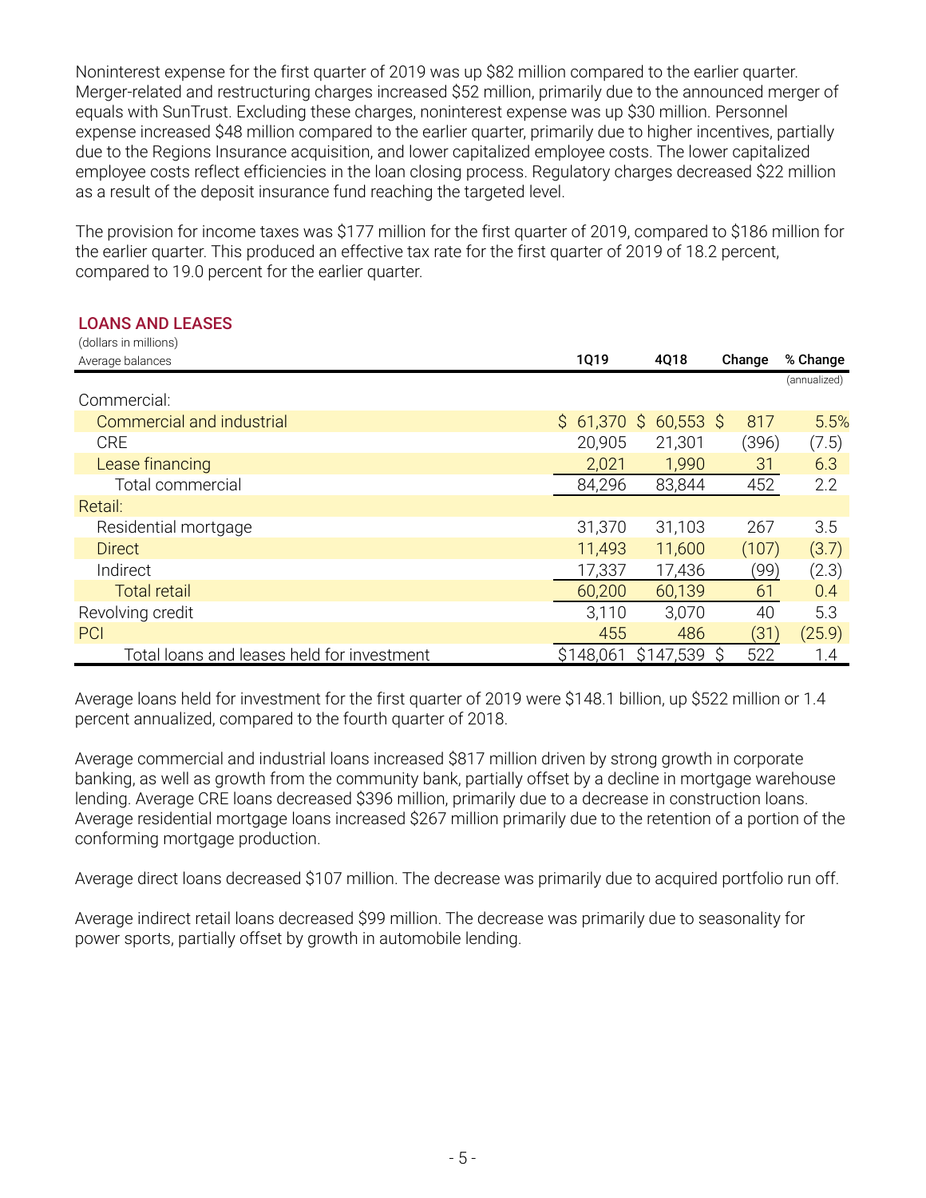Noninterest expense for the first quarter of 2019 was up $82 million compared to the earlier quarter. Merger-related and restructuring charges increased $52 million, primarily due to the announced merger of equals with SunTrust. Excluding these charges, noninterest expense was up $30 million. Personnel expense increased $48 million compared to the earlier quarter, primarily due to higher incentives, partially due to the Regions Insurance acquisition, and lower capitalized employee costs. The lower capitalized employee costs reflect efficiencies in the loan closing process. Regulatory charges decreased $22 million as a result of the deposit insurance fund reaching the targeted level.

The provision for income taxes was $177 million for the first quarter of 2019, compared to $186 million for the earlier quarter. This produced an effective tax rate for the first quarter of 2019 of 18.2 percent, compared to 19.0 percent for the earlier quarter.

## LOANS AND LEASES

(dollars in millions)

| Average balances | 1Q19 | 4Q18 | Change | % Change (annualized) |
|---|---|---|---|---|
| Commercial: | | | | |
| Commercial and industrial | $ 61,370 | $ 60,553 | $ 817 | 5.5% |
| CRE | 20,905 | 21,301 | (396) | (7.5) |
| Lease financing | 2,021 | 1,990 | 31 | 6.3 |
| Total commercial | 84,296 | 83,844 | 452 | 2.2 |
| Retail: | | | | |
| Residential mortgage | 31,370 | 31,103 | 267 | 3.5 |
| Direct | 11,493 | 11,600 | (107) | (3.7) |
| Indirect | 17,337 | 17,436 | (99) | (2.3) |
| Total retail | 60,200 | 60,139 | 61 | 0.4 |
| Revolving credit | 3,110 | 3,070 | 40 | 5.3 |
| PCI | 455 | 486 | (31) | (25.9) |
| Total loans and leases held for investment | $148,061 | $147,539 | $ 522 | 1.4 |

Average loans held for investment for the first quarter of 2019 were $148.1 billion, up $522 million or 1.4 percent annualized, compared to the fourth quarter of 2018.

Average commercial and industrial loans increased $817 million driven by strong growth in corporate banking, as well as growth from the community bank, partially offset by a decline in mortgage warehouse lending. Average CRE loans decreased $396 million, primarily due to a decrease in construction loans. Average residential mortgage loans increased $267 million primarily due to the retention of a portion of the conforming mortgage production.

Average direct loans decreased $107 million. The decrease was primarily due to acquired portfolio run off.

Average indirect retail loans decreased $99 million. The decrease was primarily due to seasonality for power sports, partially offset by growth in automobile lending.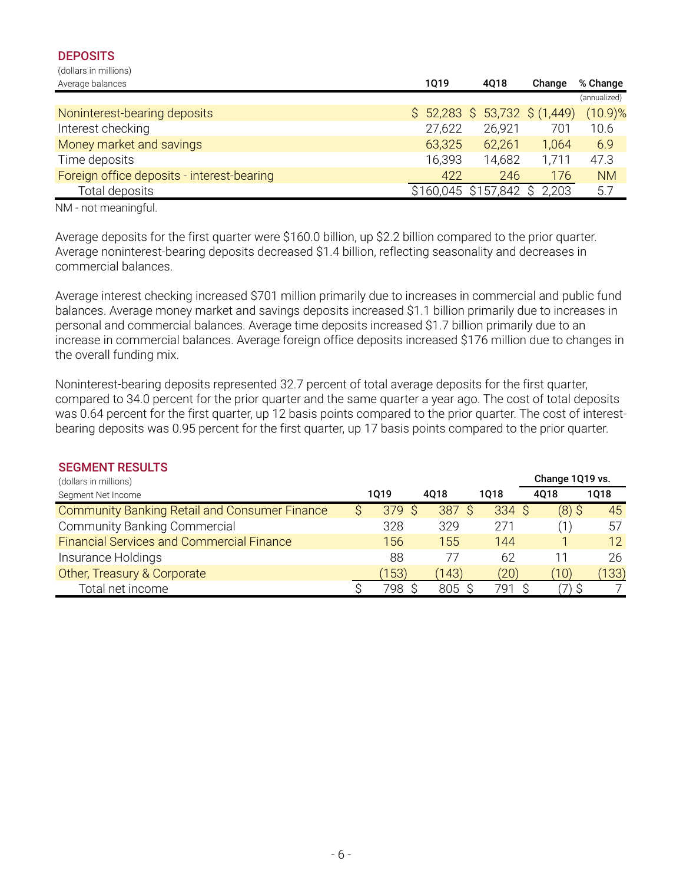## DEPOSITS

(dollars in millions)

| Average balances | 1Q19 | 4Q18 | Change | % Change |
|---|---|---|---|---|
| | | | | (annualized) |
| Noninterest-bearing deposits | $ 52,283 | $ 53,732 | $ (1,449) | (10.9)% |
| Interest checking | 27,622 | 26,921 | 701 | 10.6 |
| Money market and savings | 63,325 | 62,261 | 1,064 | 6.9 |
| Time deposits | 16,393 | 14,682 | 1,711 | 47.3 |
| Foreign office deposits - interest-bearing | 422 | 246 | 176 | NM |
| Total deposits | $160,045 | $157,842 | $ 2,203 | 5.7 |

NM - not meaningful.

Average deposits for the first quarter were $160.0 billion, up $2.2 billion compared to the prior quarter. Average noninterest-bearing deposits decreased $1.4 billion, reflecting seasonality and decreases in commercial balances.

Average interest checking increased $701 million primarily due to increases in commercial and public fund balances. Average money market and savings deposits increased $1.1 billion primarily due to increases in personal and commercial balances. Average time deposits increased $1.7 billion primarily due to an increase in commercial balances. Average foreign office deposits increased $176 million due to changes in the overall funding mix.

Noninterest-bearing deposits represented 32.7 percent of total average deposits for the first quarter, compared to 34.0 percent for the prior quarter and the same quarter a year ago. The cost of total deposits was 0.64 percent for the first quarter, up 12 basis points compared to the prior quarter. The cost of interest-bearing deposits was 0.95 percent for the first quarter, up 17 basis points compared to the prior quarter.

## SEGMENT RESULTS

(dollars in millions)

| Segment Net Income | 1Q19 | 4Q18 | 1Q18 | Change 1Q19 vs. 4Q18 | Change 1Q19 vs. 1Q18 |
|---|---|---|---|---|---|
| Community Banking Retail and Consumer Finance | $ 379 | $ 387 | $ 334 | $ (8) | $ 45 |
| Community Banking Commercial | 328 | 329 | 271 | (1) | 57 |
| Financial Services and Commercial Finance | 156 | 155 | 144 | 1 | 12 |
| Insurance Holdings | 88 | 77 | 62 | 11 | 26 |
| Other, Treasury & Corporate | (153) | (143) | (20) | (10) | (133) |
| Total net income | $ 798 | $ 805 | $ 791 | $ (7) | $ 7 |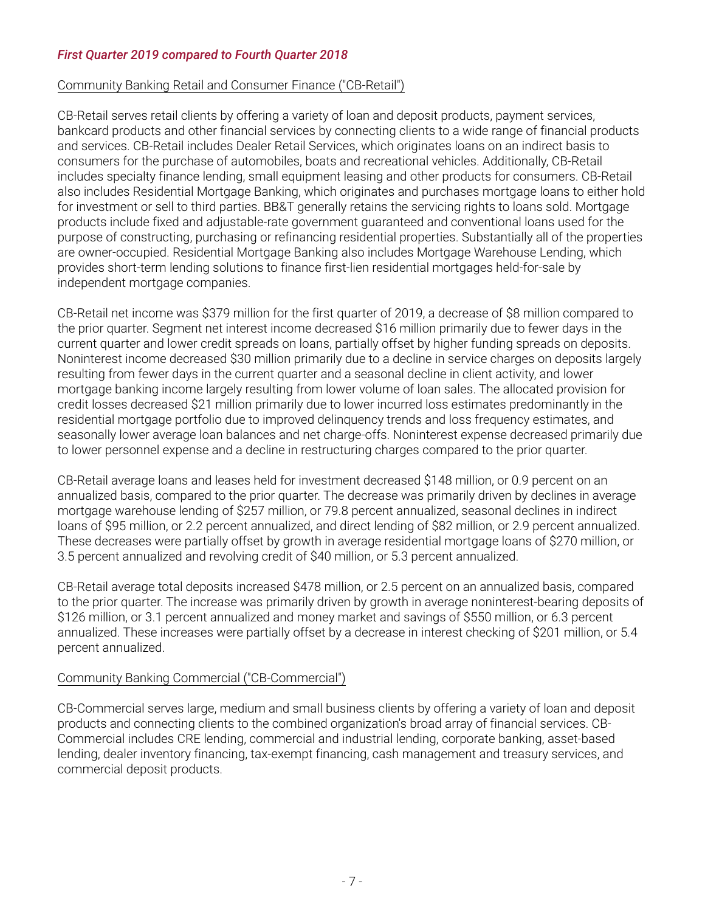***First Quarter 2019 compared to Fourth Quarter 2018***

Community Banking Retail and Consumer Finance ("CB-Retail")

CB-Retail serves retail clients by offering a variety of loan and deposit products, payment services, bankcard products and other financial services by connecting clients to a wide range of financial products and services. CB-Retail includes Dealer Retail Services, which originates loans on an indirect basis to consumers for the purchase of automobiles, boats and recreational vehicles. Additionally, CB-Retail includes specialty finance lending, small equipment leasing and other products for consumers. CB-Retail also includes Residential Mortgage Banking, which originates and purchases mortgage loans to either hold for investment or sell to third parties. BB&T generally retains the servicing rights to loans sold. Mortgage products include fixed and adjustable-rate government guaranteed and conventional loans used for the purpose of constructing, purchasing or refinancing residential properties. Substantially all of the properties are owner-occupied. Residential Mortgage Banking also includes Mortgage Warehouse Lending, which provides short-term lending solutions to finance first-lien residential mortgages held-for-sale by independent mortgage companies.

CB-Retail net income was $379 million for the first quarter of 2019, a decrease of $8 million compared to the prior quarter. Segment net interest income decreased $16 million primarily due to fewer days in the current quarter and lower credit spreads on loans, partially offset by higher funding spreads on deposits. Noninterest income decreased $30 million primarily due to a decline in service charges on deposits largely resulting from fewer days in the current quarter and a seasonal decline in client activity, and lower mortgage banking income largely resulting from lower volume of loan sales. The allocated provision for credit losses decreased $21 million primarily due to lower incurred loss estimates predominantly in the residential mortgage portfolio due to improved delinquency trends and loss frequency estimates, and seasonally lower average loan balances and net charge-offs. Noninterest expense decreased primarily due to lower personnel expense and a decline in restructuring charges compared to the prior quarter.

CB-Retail average loans and leases held for investment decreased $148 million, or 0.9 percent on an annualized basis, compared to the prior quarter. The decrease was primarily driven by declines in average mortgage warehouse lending of $257 million, or 79.8 percent annualized, seasonal declines in indirect loans of $95 million, or 2.2 percent annualized, and direct lending of $82 million, or 2.9 percent annualized. These decreases were partially offset by growth in average residential mortgage loans of $270 million, or 3.5 percent annualized and revolving credit of $40 million, or 5.3 percent annualized.

CB-Retail average total deposits increased $478 million, or 2.5 percent on an annualized basis, compared to the prior quarter. The increase was primarily driven by growth in average noninterest-bearing deposits of $126 million, or 3.1 percent annualized and money market and savings of $550 million, or 6.3 percent annualized. These increases were partially offset by a decrease in interest checking of $201 million, or 5.4 percent annualized.

Community Banking Commercial ("CB-Commercial")

CB-Commercial serves large, medium and small business clients by offering a variety of loan and deposit products and connecting clients to the combined organization's broad array of financial services. CB-Commercial includes CRE lending, commercial and industrial lending, corporate banking, asset-based lending, dealer inventory financing, tax-exempt financing, cash management and treasury services, and commercial deposit products.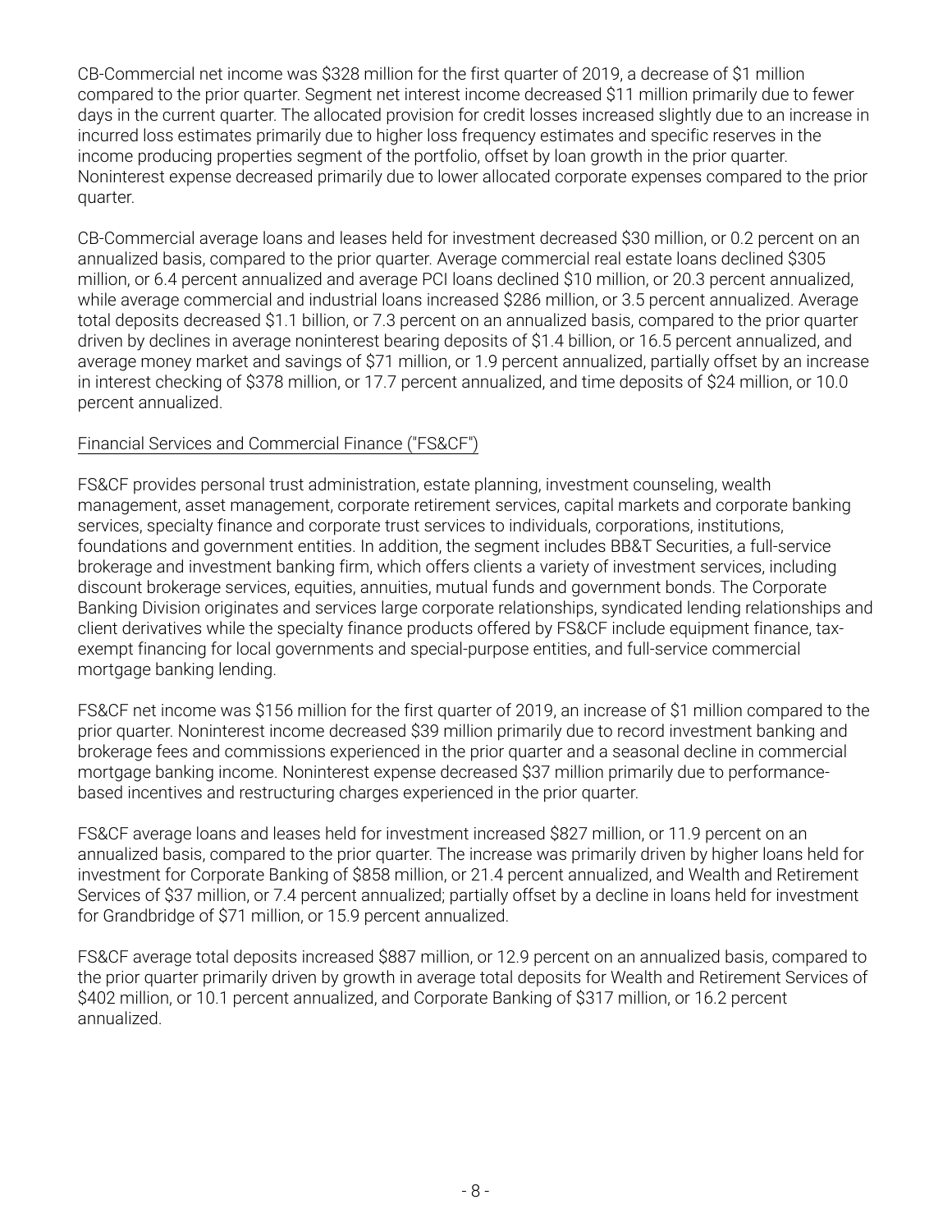CB-Commercial net income was $328 million for the first quarter of 2019, a decrease of $1 million compared to the prior quarter. Segment net interest income decreased $11 million primarily due to fewer days in the current quarter. The allocated provision for credit losses increased slightly due to an increase in incurred loss estimates primarily due to higher loss frequency estimates and specific reserves in the income producing properties segment of the portfolio, offset by loan growth in the prior quarter. Noninterest expense decreased primarily due to lower allocated corporate expenses compared to the prior quarter.

CB-Commercial average loans and leases held for investment decreased $30 million, or 0.2 percent on an annualized basis, compared to the prior quarter. Average commercial real estate loans declined $305 million, or 6.4 percent annualized and average PCI loans declined $10 million, or 20.3 percent annualized, while average commercial and industrial loans increased $286 million, or 3.5 percent annualized. Average total deposits decreased $1.1 billion, or 7.3 percent on an annualized basis, compared to the prior quarter driven by declines in average noninterest bearing deposits of $1.4 billion, or 16.5 percent annualized, and average money market and savings of $71 million, or 1.9 percent annualized, partially offset by an increase in interest checking of $378 million, or 17.7 percent annualized, and time deposits of $24 million, or 10.0 percent annualized.

Financial Services and Commercial Finance ("FS&CF")

FS&CF provides personal trust administration, estate planning, investment counseling, wealth management, asset management, corporate retirement services, capital markets and corporate banking services, specialty finance and corporate trust services to individuals, corporations, institutions, foundations and government entities. In addition, the segment includes BB&T Securities, a full-service brokerage and investment banking firm, which offers clients a variety of investment services, including discount brokerage services, equities, annuities, mutual funds and government bonds. The Corporate Banking Division originates and services large corporate relationships, syndicated lending relationships and client derivatives while the specialty finance products offered by FS&CF include equipment finance, tax-exempt financing for local governments and special-purpose entities, and full-service commercial mortgage banking lending.

FS&CF net income was $156 million for the first quarter of 2019, an increase of $1 million compared to the prior quarter. Noninterest income decreased $39 million primarily due to record investment banking and brokerage fees and commissions experienced in the prior quarter and a seasonal decline in commercial mortgage banking income. Noninterest expense decreased $37 million primarily due to performance-based incentives and restructuring charges experienced in the prior quarter.

FS&CF average loans and leases held for investment increased $827 million, or 11.9 percent on an annualized basis, compared to the prior quarter. The increase was primarily driven by higher loans held for investment for Corporate Banking of $858 million, or 21.4 percent annualized, and Wealth and Retirement Services of $37 million, or 7.4 percent annualized; partially offset by a decline in loans held for investment for Grandbridge of $71 million, or 15.9 percent annualized.

FS&CF average total deposits increased $887 million, or 12.9 percent on an annualized basis, compared to the prior quarter primarily driven by growth in average total deposits for Wealth and Retirement Services of $402 million, or 10.1 percent annualized, and Corporate Banking of $317 million, or 16.2 percent annualized.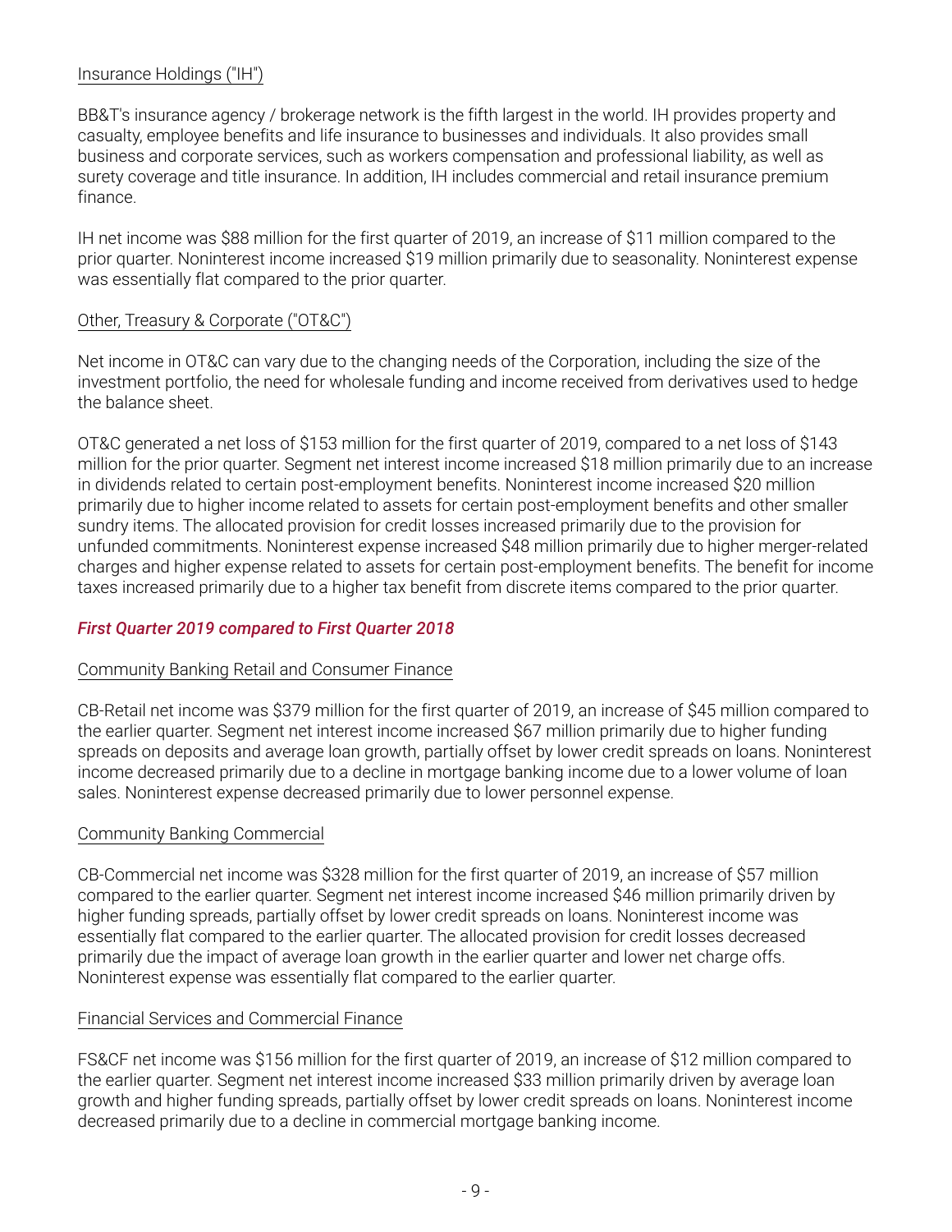Insurance Holdings ("IH")

BB&T's insurance agency / brokerage network is the fifth largest in the world. IH provides property and casualty, employee benefits and life insurance to businesses and individuals. It also provides small business and corporate services, such as workers compensation and professional liability, as well as surety coverage and title insurance. In addition, IH includes commercial and retail insurance premium finance.

IH net income was $88 million for the first quarter of 2019, an increase of $11 million compared to the prior quarter. Noninterest income increased $19 million primarily due to seasonality. Noninterest expense was essentially flat compared to the prior quarter.

Other, Treasury & Corporate ("OT&C")

Net income in OT&C can vary due to the changing needs of the Corporation, including the size of the investment portfolio, the need for wholesale funding and income received from derivatives used to hedge the balance sheet.

OT&C generated a net loss of $153 million for the first quarter of 2019, compared to a net loss of $143 million for the prior quarter. Segment net interest income increased $18 million primarily due to an increase in dividends related to certain post-employment benefits. Noninterest income increased $20 million primarily due to higher income related to assets for certain post-employment benefits and other smaller sundry items. The allocated provision for credit losses increased primarily due to the provision for unfunded commitments. Noninterest expense increased $48 million primarily due to higher merger-related charges and higher expense related to assets for certain post-employment benefits. The benefit for income taxes increased primarily due to a higher tax benefit from discrete items compared to the prior quarter.

### *First Quarter 2019 compared to First Quarter 2018*

Community Banking Retail and Consumer Finance

CB-Retail net income was $379 million for the first quarter of 2019, an increase of $45 million compared to the earlier quarter. Segment net interest income increased $67 million primarily due to higher funding spreads on deposits and average loan growth, partially offset by lower credit spreads on loans. Noninterest income decreased primarily due to a decline in mortgage banking income due to a lower volume of loan sales. Noninterest expense decreased primarily due to lower personnel expense.

Community Banking Commercial

CB-Commercial net income was $328 million for the first quarter of 2019, an increase of $57 million compared to the earlier quarter. Segment net interest income increased $46 million primarily driven by higher funding spreads, partially offset by lower credit spreads on loans. Noninterest income was essentially flat compared to the earlier quarter. The allocated provision for credit losses decreased primarily due the impact of average loan growth in the earlier quarter and lower net charge offs. Noninterest expense was essentially flat compared to the earlier quarter.

Financial Services and Commercial Finance

FS&CF net income was $156 million for the first quarter of 2019, an increase of $12 million compared to the earlier quarter. Segment net interest income increased $33 million primarily driven by average loan growth and higher funding spreads, partially offset by lower credit spreads on loans. Noninterest income decreased primarily due to a decline in commercial mortgage banking income.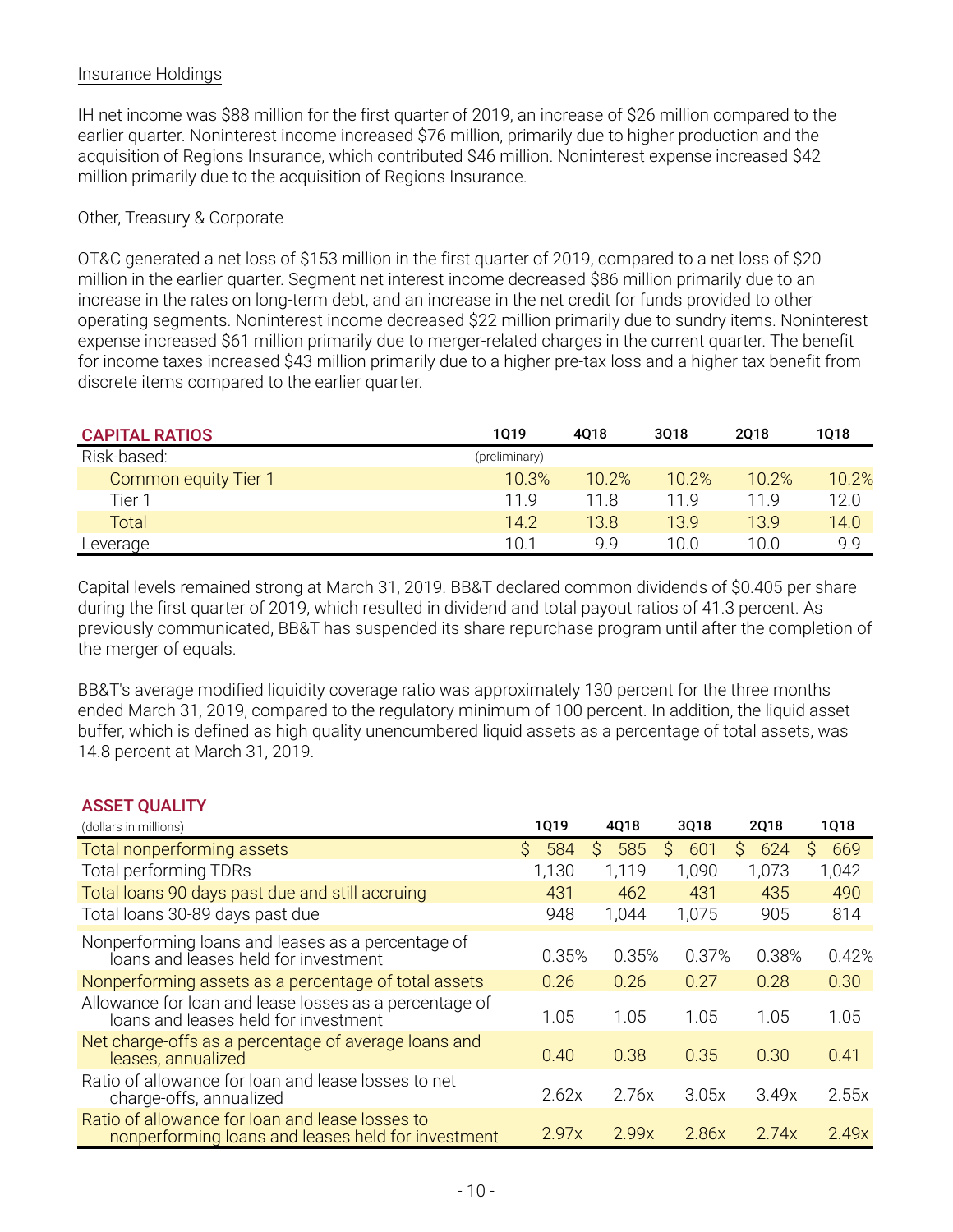Insurance Holdings

IH net income was $88 million for the first quarter of 2019, an increase of $26 million compared to the earlier quarter. Noninterest income increased $76 million, primarily due to higher production and the acquisition of Regions Insurance, which contributed $46 million. Noninterest expense increased $42 million primarily due to the acquisition of Regions Insurance.

Other, Treasury & Corporate

OT&C generated a net loss of $153 million in the first quarter of 2019, compared to a net loss of $20 million in the earlier quarter. Segment net interest income decreased $86 million primarily due to an increase in the rates on long-term debt, and an increase in the net credit for funds provided to other operating segments. Noninterest income decreased $22 million primarily due to sundry items. Noninterest expense increased $61 million primarily due to merger-related charges in the current quarter. The benefit for income taxes increased $43 million primarily due to a higher pre-tax loss and a higher tax benefit from discrete items compared to the earlier quarter.

| CAPITAL RATIOS | 1Q19 | 4Q18 | 3Q18 | 2Q18 | 1Q18 |
|---|---|---|---|---|---|
| Risk-based: | (preliminary) | | | | |
| Common equity Tier 1 | 10.3% | 10.2% | 10.2% | 10.2% | 10.2% |
| Tier 1 | 11.9 | 11.8 | 11.9 | 11.9 | 12.0 |
| Total | 14.2 | 13.8 | 13.9 | 13.9 | 14.0 |
| Leverage | 10.1 | 9.9 | 10.0 | 10.0 | 9.9 |

Capital levels remained strong at March 31, 2019. BB&T declared common dividends of $0.405 per share during the first quarter of 2019, which resulted in dividend and total payout ratios of 41.3 percent. As previously communicated, BB&T has suspended its share repurchase program until after the completion of the merger of equals.

BB&T's average modified liquidity coverage ratio was approximately 130 percent for the three months ended March 31, 2019, compared to the regulatory minimum of 100 percent. In addition, the liquid asset buffer, which is defined as high quality unencumbered liquid assets as a percentage of total assets, was 14.8 percent at March 31, 2019.

**ASSET QUALITY**

| (dollars in millions) | 1Q19 | 4Q18 | 3Q18 | 2Q18 | 1Q18 |
|---|---|---|---|---|---|
| Total nonperforming assets | $ 584 | $ 585 | $ 601 | $ 624 | $ 669 |
| Total performing TDRs | 1,130 | 1,119 | 1,090 | 1,073 | 1,042 |
| Total loans 90 days past due and still accruing | 431 | 462 | 431 | 435 | 490 |
| Total loans 30-89 days past due | 948 | 1,044 | 1,075 | 905 | 814 |
| Nonperforming loans and leases as a percentage of loans and leases held for investment | 0.35% | 0.35% | 0.37% | 0.38% | 0.42% |
| Nonperforming assets as a percentage of total assets | 0.26 | 0.26 | 0.27 | 0.28 | 0.30 |
| Allowance for loan and lease losses as a percentage of loans and leases held for investment | 1.05 | 1.05 | 1.05 | 1.05 | 1.05 |
| Net charge-offs as a percentage of average loans and leases, annualized | 0.40 | 0.38 | 0.35 | 0.30 | 0.41 |
| Ratio of allowance for loan and lease losses to net charge-offs, annualized | 2.62x | 2.76x | 3.05x | 3.49x | 2.55x |
| Ratio of allowance for loan and lease losses to nonperforming loans and leases held for investment | 2.97x | 2.99x | 2.86x | 2.74x | 2.49x |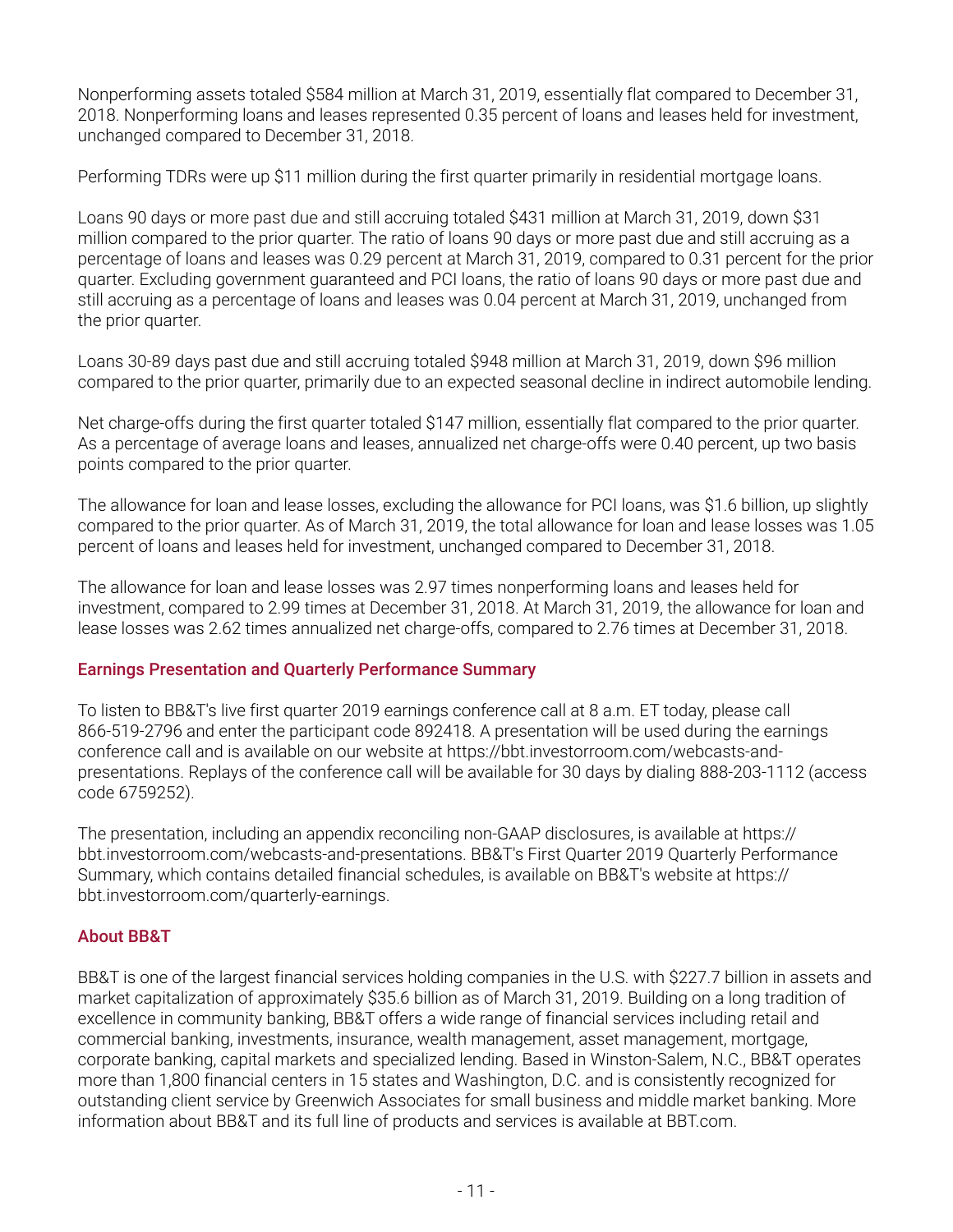Nonperforming assets totaled $584 million at March 31, 2019, essentially flat compared to December 31, 2018. Nonperforming loans and leases represented 0.35 percent of loans and leases held for investment, unchanged compared to December 31, 2018.

Performing TDRs were up $11 million during the first quarter primarily in residential mortgage loans.

Loans 90 days or more past due and still accruing totaled $431 million at March 31, 2019, down $31 million compared to the prior quarter. The ratio of loans 90 days or more past due and still accruing as a percentage of loans and leases was 0.29 percent at March 31, 2019, compared to 0.31 percent for the prior quarter. Excluding government guaranteed and PCI loans, the ratio of loans 90 days or more past due and still accruing as a percentage of loans and leases was 0.04 percent at March 31, 2019, unchanged from the prior quarter.

Loans 30-89 days past due and still accruing totaled $948 million at March 31, 2019, down $96 million compared to the prior quarter, primarily due to an expected seasonal decline in indirect automobile lending.

Net charge-offs during the first quarter totaled $147 million, essentially flat compared to the prior quarter. As a percentage of average loans and leases, annualized net charge-offs were 0.40 percent, up two basis points compared to the prior quarter.

The allowance for loan and lease losses, excluding the allowance for PCI loans, was $1.6 billion, up slightly compared to the prior quarter. As of March 31, 2019, the total allowance for loan and lease losses was 1.05 percent of loans and leases held for investment, unchanged compared to December 31, 2018.

The allowance for loan and lease losses was 2.97 times nonperforming loans and leases held for investment, compared to 2.99 times at December 31, 2018. At March 31, 2019, the allowance for loan and lease losses was 2.62 times annualized net charge-offs, compared to 2.76 times at December 31, 2018.

## Earnings Presentation and Quarterly Performance Summary

To listen to BB&T's live first quarter 2019 earnings conference call at 8 a.m. ET today, please call 866-519-2796 and enter the participant code 892418. A presentation will be used during the earnings conference call and is available on our website at https://bbt.investorroom.com/webcasts-and-presentations. Replays of the conference call will be available for 30 days by dialing 888-203-1112 (access code 6759252).

The presentation, including an appendix reconciling non-GAAP disclosures, is available at https://bbt.investorroom.com/webcasts-and-presentations. BB&T's First Quarter 2019 Quarterly Performance Summary, which contains detailed financial schedules, is available on BB&T's website at https://bbt.investorroom.com/quarterly-earnings.

## About BB&T

BB&T is one of the largest financial services holding companies in the U.S. with $227.7 billion in assets and market capitalization of approximately $35.6 billion as of March 31, 2019. Building on a long tradition of excellence in community banking, BB&T offers a wide range of financial services including retail and commercial banking, investments, insurance, wealth management, asset management, mortgage, corporate banking, capital markets and specialized lending. Based in Winston-Salem, N.C., BB&T operates more than 1,800 financial centers in 15 states and Washington, D.C. and is consistently recognized for outstanding client service by Greenwich Associates for small business and middle market banking. More information about BB&T and its full line of products and services is available at BBT.com.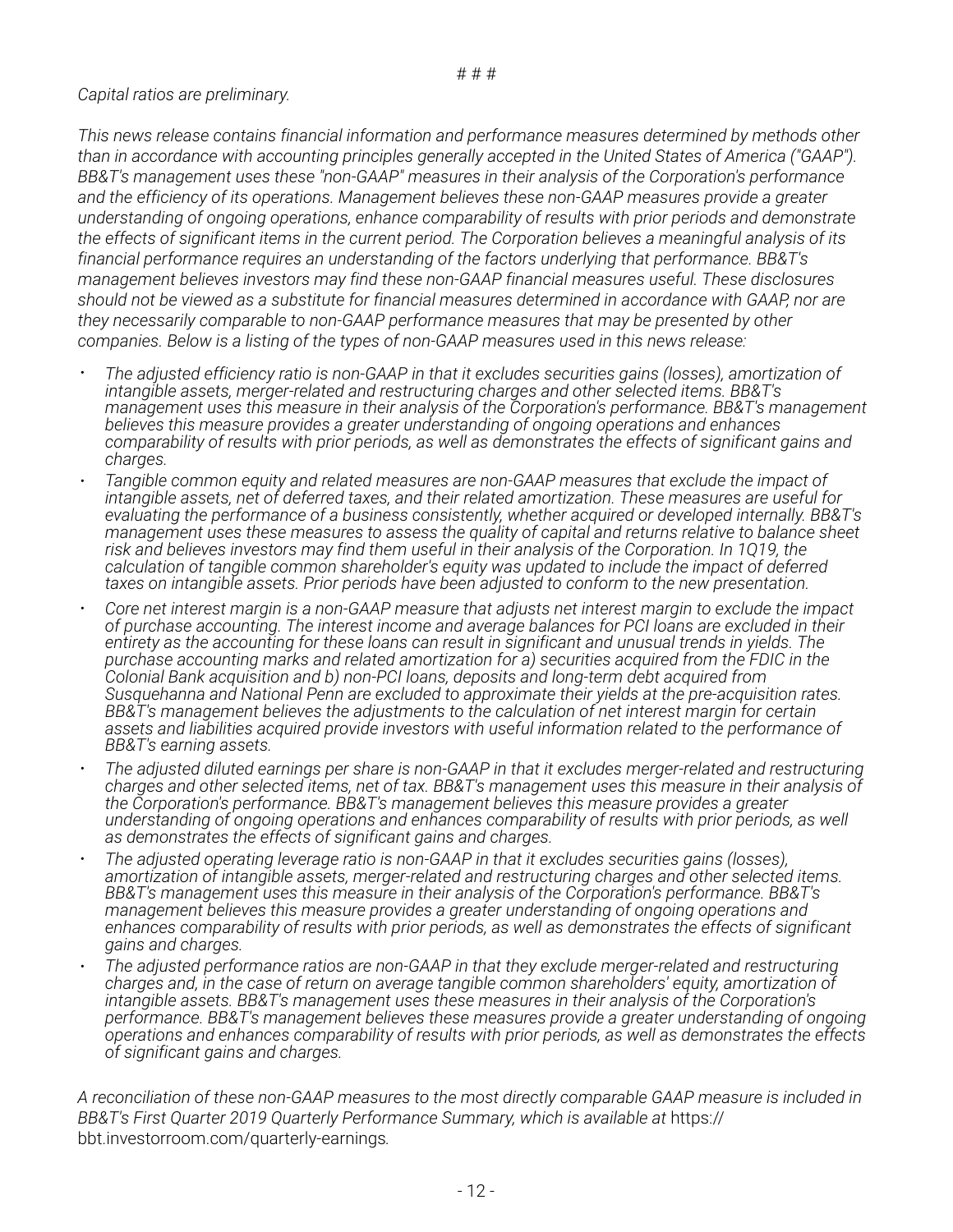# # #

*Capital ratios are preliminary.*

*This news release contains financial information and performance measures determined by methods other than in accordance with accounting principles generally accepted in the United States of America ("GAAP"). BB&T's management uses these "non-GAAP" measures in their analysis of the Corporation's performance and the efficiency of its operations. Management believes these non-GAAP measures provide a greater understanding of ongoing operations, enhance comparability of results with prior periods and demonstrate the effects of significant items in the current period. The Corporation believes a meaningful analysis of its financial performance requires an understanding of the factors underlying that performance. BB&T's management believes investors may find these non-GAAP financial measures useful. These disclosures should not be viewed as a substitute for financial measures determined in accordance with GAAP, nor are they necessarily comparable to non-GAAP performance measures that may be presented by other companies. Below is a listing of the types of non-GAAP measures used in this news release:*

- *The adjusted efficiency ratio is non-GAAP in that it excludes securities gains (losses), amortization of intangible assets, merger-related and restructuring charges and other selected items. BB&T's management uses this measure in their analysis of the Corporation's performance. BB&T's management believes this measure provides a greater understanding of ongoing operations and enhances comparability of results with prior periods, as well as demonstrates the effects of significant gains and charges.*
- *Tangible common equity and related measures are non-GAAP measures that exclude the impact of intangible assets, net of deferred taxes, and their related amortization. These measures are useful for evaluating the performance of a business consistently, whether acquired or developed internally. BB&T's management uses these measures to assess the quality of capital and returns relative to balance sheet risk and believes investors may find them useful in their analysis of the Corporation. In 1Q19, the calculation of tangible common shareholder's equity was updated to include the impact of deferred taxes on intangible assets. Prior periods have been adjusted to conform to the new presentation.*
- *Core net interest margin is a non-GAAP measure that adjusts net interest margin to exclude the impact of purchase accounting. The interest income and average balances for PCI loans are excluded in their entirety as the accounting for these loans can result in significant and unusual trends in yields. The purchase accounting marks and related amortization for a) securities acquired from the FDIC in the Colonial Bank acquisition and b) non-PCI loans, deposits and long-term debt acquired from Susquehanna and National Penn are excluded to approximate their yields at the pre-acquisition rates. BB&T's management believes the adjustments to the calculation of net interest margin for certain assets and liabilities acquired provide investors with useful information related to the performance of BB&T's earning assets.*
- *The adjusted diluted earnings per share is non-GAAP in that it excludes merger-related and restructuring charges and other selected items, net of tax. BB&T's management uses this measure in their analysis of the Corporation's performance. BB&T's management believes this measure provides a greater understanding of ongoing operations and enhances comparability of results with prior periods, as well as demonstrates the effects of significant gains and charges.*
- *The adjusted operating leverage ratio is non-GAAP in that it excludes securities gains (losses), amortization of intangible assets, merger-related and restructuring charges and other selected items. BB&T's management uses this measure in their analysis of the Corporation's performance. BB&T's management believes this measure provides a greater understanding of ongoing operations and enhances comparability of results with prior periods, as well as demonstrates the effects of significant gains and charges.*
- *The adjusted performance ratios are non-GAAP in that they exclude merger-related and restructuring charges and, in the case of return on average tangible common shareholders' equity, amortization of intangible assets. BB&T's management uses these measures in their analysis of the Corporation's performance. BB&T's management believes these measures provide a greater understanding of ongoing operations and enhances comparability of results with prior periods, as well as demonstrates the effects of significant gains and charges.*

*A reconciliation of these non-GAAP measures to the most directly comparable GAAP measure is included in BB&T's First Quarter 2019 Quarterly Performance Summary, which is available at* https://bbt.investorroom.com/quarterly-earnings.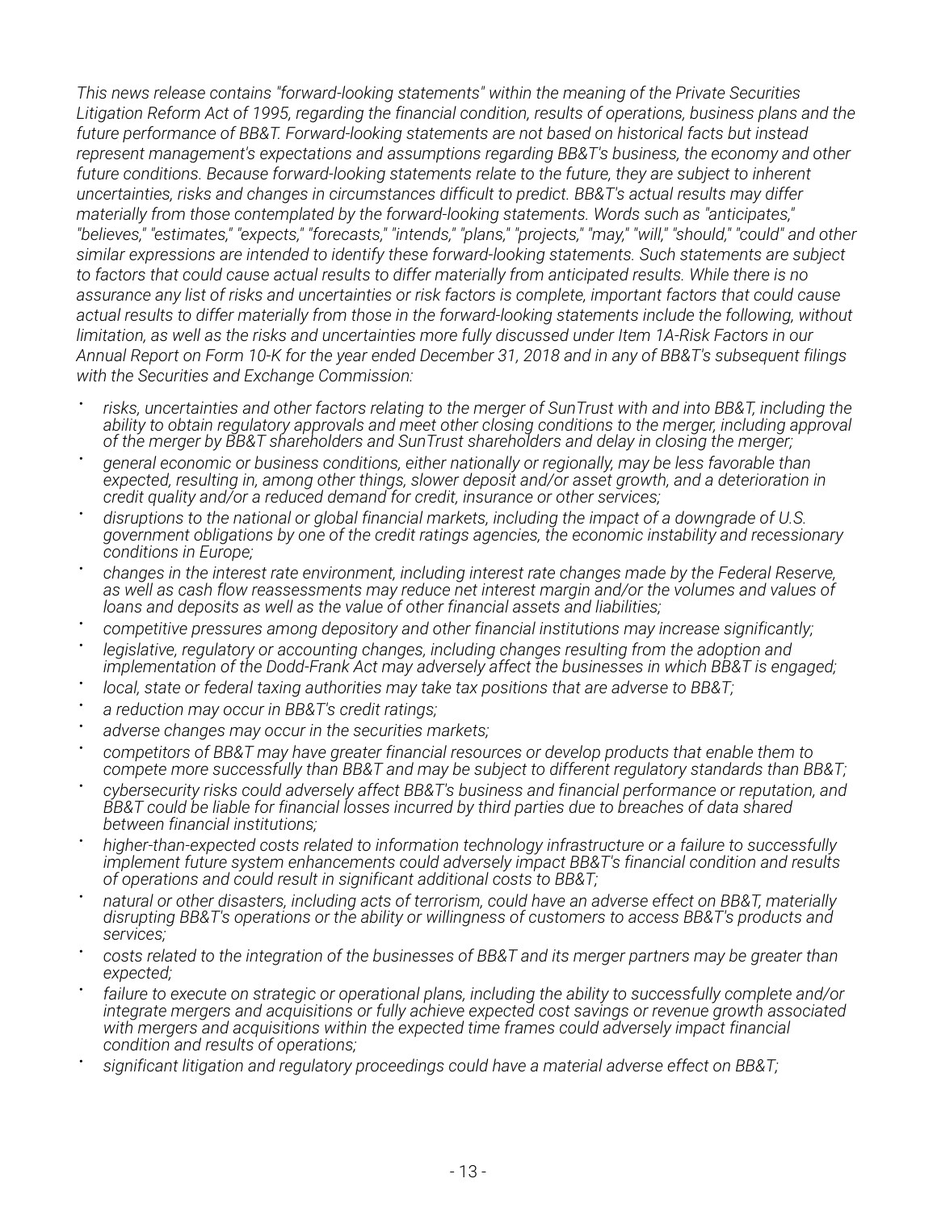*This news release contains "forward-looking statements" within the meaning of the Private Securities Litigation Reform Act of 1995, regarding the financial condition, results of operations, business plans and the future performance of BB&T. Forward-looking statements are not based on historical facts but instead represent management's expectations and assumptions regarding BB&T's business, the economy and other future conditions. Because forward-looking statements relate to the future, they are subject to inherent uncertainties, risks and changes in circumstances difficult to predict. BB&T's actual results may differ materially from those contemplated by the forward-looking statements. Words such as "anticipates," "believes," "estimates," "expects," "forecasts," "intends," "plans," "projects," "may," "will," "should," "could" and other similar expressions are intended to identify these forward-looking statements. Such statements are subject to factors that could cause actual results to differ materially from anticipated results. While there is no assurance any list of risks and uncertainties or risk factors is complete, important factors that could cause actual results to differ materially from those in the forward-looking statements include the following, without limitation, as well as the risks and uncertainties more fully discussed under Item 1A-Risk Factors in our Annual Report on Form 10-K for the year ended December 31, 2018 and in any of BB&T's subsequent filings with the Securities and Exchange Commission:*

- *risks, uncertainties and other factors relating to the merger of SunTrust with and into BB&T, including the ability to obtain regulatory approvals and meet other closing conditions to the merger, including approval of the merger by BB&T shareholders and SunTrust shareholders and delay in closing the merger;*
- *general economic or business conditions, either nationally or regionally, may be less favorable than expected, resulting in, among other things, slower deposit and/or asset growth, and a deterioration in credit quality and/or a reduced demand for credit, insurance or other services;*
- *disruptions to the national or global financial markets, including the impact of a downgrade of U.S. government obligations by one of the credit ratings agencies, the economic instability and recessionary conditions in Europe;*
- *changes in the interest rate environment, including interest rate changes made by the Federal Reserve, as well as cash flow reassessments may reduce net interest margin and/or the volumes and values of loans and deposits as well as the value of other financial assets and liabilities;*
- *competitive pressures among depository and other financial institutions may increase significantly;*
- *legislative, regulatory or accounting changes, including changes resulting from the adoption and implementation of the Dodd-Frank Act may adversely affect the businesses in which BB&T is engaged;*
- *local, state or federal taxing authorities may take tax positions that are adverse to BB&T;*
- *a reduction may occur in BB&T's credit ratings;*
- *adverse changes may occur in the securities markets;*
- *competitors of BB&T may have greater financial resources or develop products that enable them to compete more successfully than BB&T and may be subject to different regulatory standards than BB&T;*
- *cybersecurity risks could adversely affect BB&T's business and financial performance or reputation, and BB&T could be liable for financial losses incurred by third parties due to breaches of data shared between financial institutions;*
- *higher-than-expected costs related to information technology infrastructure or a failure to successfully implement future system enhancements could adversely impact BB&T's financial condition and results of operations and could result in significant additional costs to BB&T;*
- *natural or other disasters, including acts of terrorism, could have an adverse effect on BB&T, materially disrupting BB&T's operations or the ability or willingness of customers to access BB&T's products and services;*
- *costs related to the integration of the businesses of BB&T and its merger partners may be greater than expected;*
- *failure to execute on strategic or operational plans, including the ability to successfully complete and/or integrate mergers and acquisitions or fully achieve expected cost savings or revenue growth associated with mergers and acquisitions within the expected time frames could adversely impact financial condition and results of operations;*
- *significant litigation and regulatory proceedings could have a material adverse effect on BB&T;*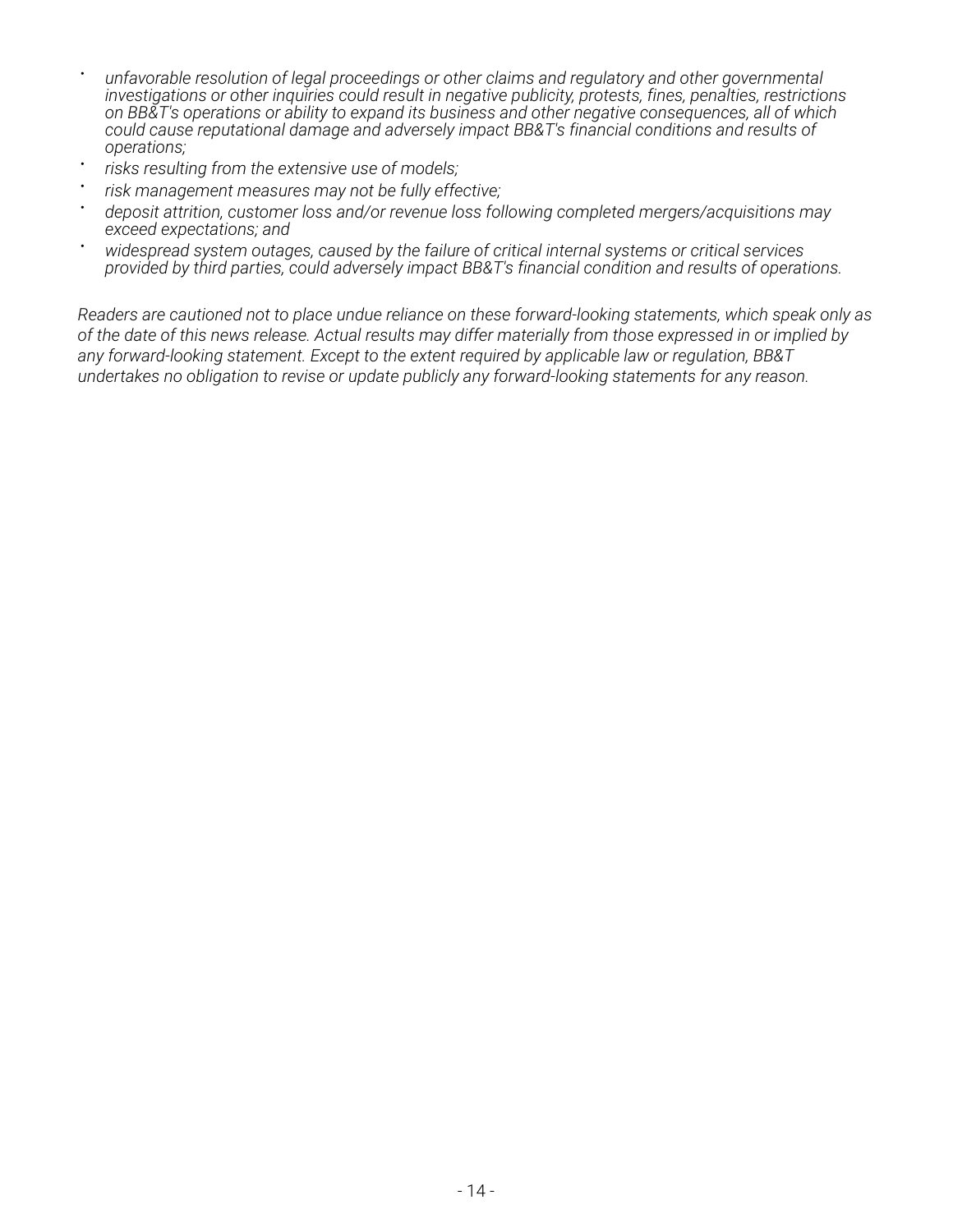- *unfavorable resolution of legal proceedings or other claims and regulatory and other governmental investigations or other inquiries could result in negative publicity, protests, fines, penalties, restrictions on BB&T's operations or ability to expand its business and other negative consequences, all of which could cause reputational damage and adversely impact BB&T's financial conditions and results of operations;*
- *risks resulting from the extensive use of models;*
- *risk management measures may not be fully effective;*
- *deposit attrition, customer loss and/or revenue loss following completed mergers/acquisitions may exceed expectations; and*
- *widespread system outages, caused by the failure of critical internal systems or critical services provided by third parties, could adversely impact BB&T's financial condition and results of operations.*

*Readers are cautioned not to place undue reliance on these forward-looking statements, which speak only as of the date of this news release. Actual results may differ materially from those expressed in or implied by any forward-looking statement. Except to the extent required by applicable law or regulation, BB&T undertakes no obligation to revise or update publicly any forward-looking statements for any reason.*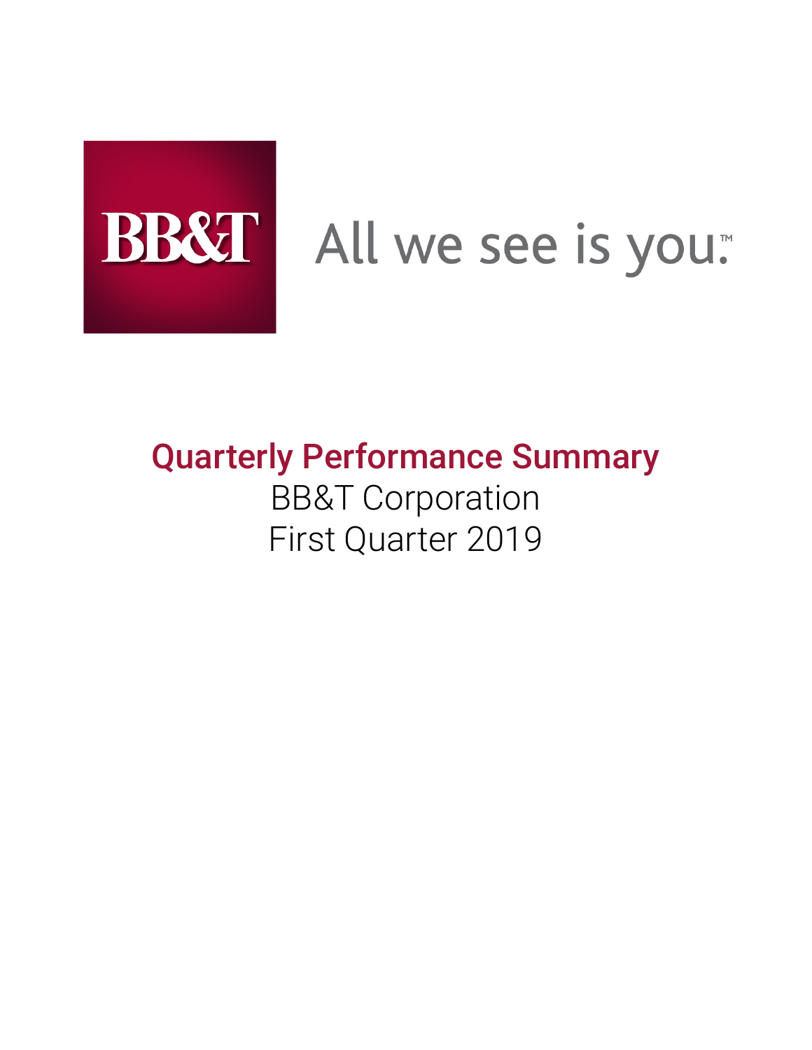BB&T

All we see is you.™

# Quarterly Performance Summary

BB&T Corporation

First Quarter 2019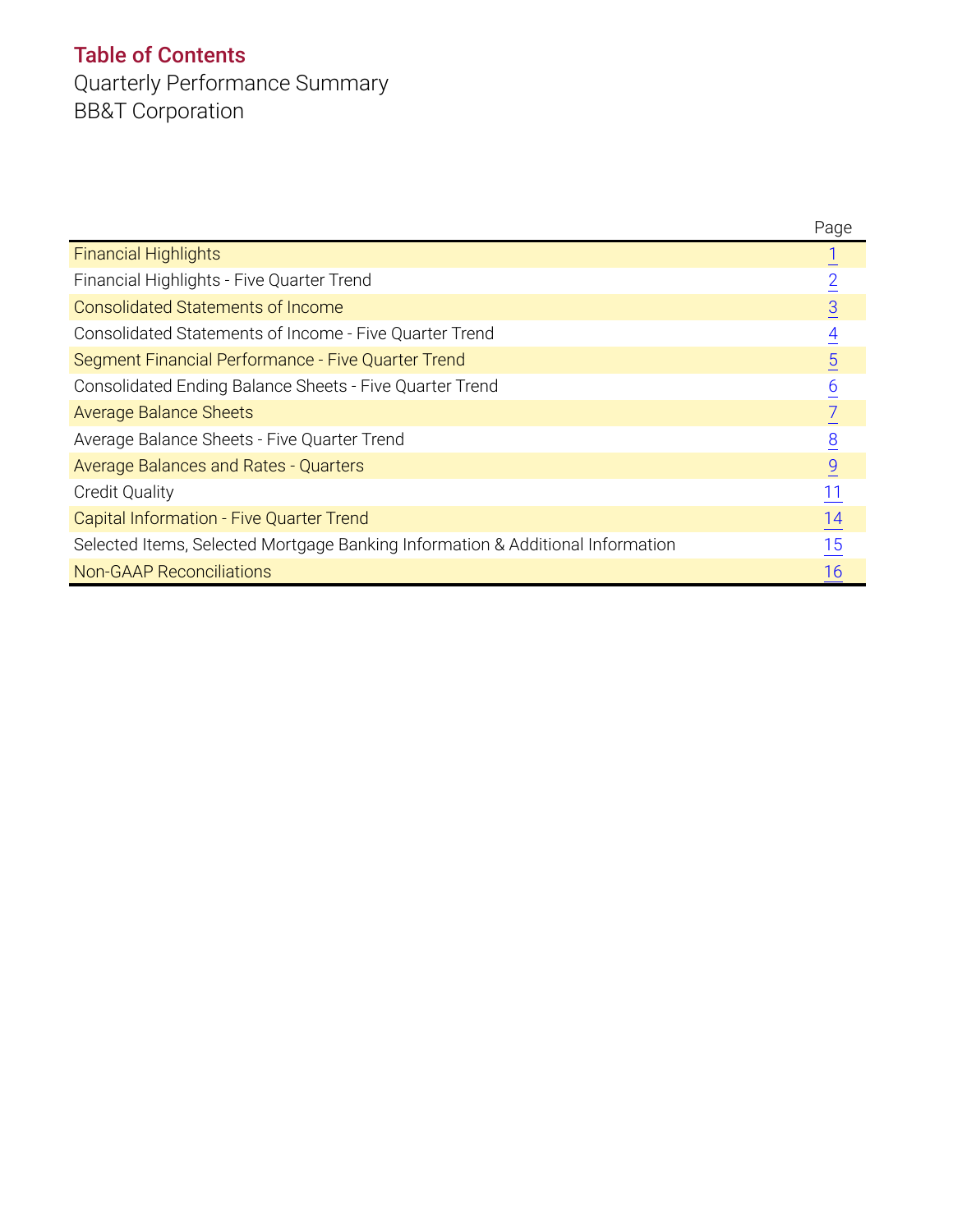## Table of Contents

Quarterly Performance Summary

BB&T Corporation

| | Page |
|---|---|
| Financial Highlights | 1 |
| Financial Highlights - Five Quarter Trend | 2 |
| Consolidated Statements of Income | 3 |
| Consolidated Statements of Income - Five Quarter Trend | 4 |
| Segment Financial Performance - Five Quarter Trend | 5 |
| Consolidated Ending Balance Sheets - Five Quarter Trend | 6 |
| Average Balance Sheets | 7 |
| Average Balance Sheets - Five Quarter Trend | 8 |
| Average Balances and Rates - Quarters | 9 |
| Credit Quality | 11 |
| Capital Information - Five Quarter Trend | 14 |
| Selected Items, Selected Mortgage Banking Information & Additional Information | 15 |
| Non-GAAP Reconciliations | 16 |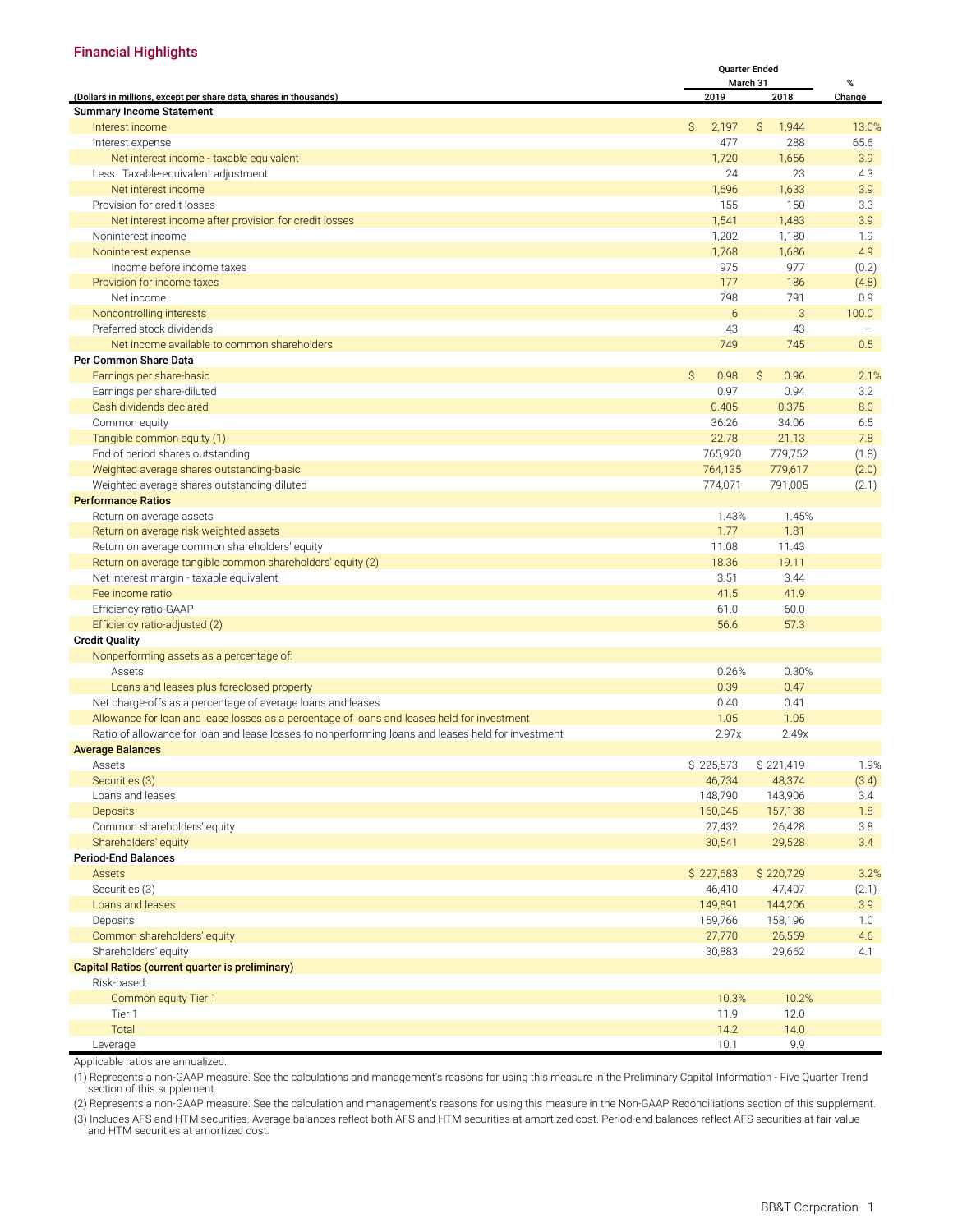## Financial Highlights

| (Dollars in millions, except per share data, shares in thousands) | Quarter Ended March 31 2019 | Quarter Ended March 31 2018 | % Change |
|---|---|---|---|
| **Summary Income Statement** | | | |
| Interest income | $ 2,197 | $ 1,944 | 13.0% |
| Interest expense | 477 | 288 | 65.6 |
| Net interest income - taxable equivalent | 1,720 | 1,656 | 3.9 |
| Less: Taxable-equivalent adjustment | 24 | 23 | 4.3 |
| Net interest income | 1,696 | 1,633 | 3.9 |
| Provision for credit losses | 155 | 150 | 3.3 |
| Net interest income after provision for credit losses | 1,541 | 1,483 | 3.9 |
| Noninterest income | 1,202 | 1,180 | 1.9 |
| Noninterest expense | 1,768 | 1,686 | 4.9 |
| Income before income taxes | 975 | 977 | (0.2) |
| Provision for income taxes | 177 | 186 | (4.8) |
| Net income | 798 | 791 | 0.9 |
| Noncontrolling interests | 6 | 3 | 100.0 |
| Preferred stock dividends | 43 | 43 | — |
| Net income available to common shareholders | 749 | 745 | 0.5 |
| **Per Common Share Data** | | | |
| Earnings per share-basic | $ 0.98 | $ 0.96 | 2.1% |
| Earnings per share-diluted | 0.97 | 0.94 | 3.2 |
| Cash dividends declared | 0.405 | 0.375 | 8.0 |
| Common equity | 36.26 | 34.06 | 6.5 |
| Tangible common equity (1) | 22.78 | 21.13 | 7.8 |
| End of period shares outstanding | 765,920 | 779,752 | (1.8) |
| Weighted average shares outstanding-basic | 764,135 | 779,617 | (2.0) |
| Weighted average shares outstanding-diluted | 774,071 | 791,005 | (2.1) |
| **Performance Ratios** | | | |
| Return on average assets | 1.43% | 1.45% | |
| Return on average risk-weighted assets | 1.77 | 1.81 | |
| Return on average common shareholders' equity | 11.08 | 11.43 | |
| Return on average tangible common shareholders' equity (2) | 18.36 | 19.11 | |
| Net interest margin - taxable equivalent | 3.51 | 3.44 | |
| Fee income ratio | 41.5 | 41.9 | |
| Efficiency ratio-GAAP | 61.0 | 60.0 | |
| Efficiency ratio-adjusted (2) | 56.6 | 57.3 | |
| **Credit Quality** | | | |
| Nonperforming assets as a percentage of: | | | |
| Assets | 0.26% | 0.30% | |
| Loans and leases plus foreclosed property | 0.39 | 0.47 | |
| Net charge-offs as a percentage of average loans and leases | 0.40 | 0.41 | |
| Allowance for loan and lease losses as a percentage of loans and leases held for investment | 1.05 | 1.05 | |
| Ratio of allowance for loan and lease losses to nonperforming loans and leases held for investment | 2.97x | 2.49x | |
| **Average Balances** | | | |
| Assets | $ 225,573 | $ 221,419 | 1.9% |
| Securities (3) | 46,734 | 48,374 | (3.4) |
| Loans and leases | 148,790 | 143,906 | 3.4 |
| Deposits | 160,045 | 157,138 | 1.8 |
| Common shareholders' equity | 27,432 | 26,428 | 3.8 |
| Shareholders' equity | 30,541 | 29,528 | 3.4 |
| **Period-End Balances** | | | |
| Assets | $ 227,683 | $ 220,729 | 3.2% |
| Securities (3) | 46,410 | 47,407 | (2.1) |
| Loans and leases | 149,891 | 144,206 | 3.9 |
| Deposits | 159,766 | 158,196 | 1.0 |
| Common shareholders' equity | 27,770 | 26,559 | 4.6 |
| Shareholders' equity | 30,883 | 29,662 | 4.1 |
| **Capital Ratios (current quarter is preliminary)** | | | |
| Risk-based: | | | |
| Common equity Tier 1 | 10.3% | 10.2% | |
| Tier 1 | 11.9 | 12.0 | |
| Total | 14.2 | 14.0 | |
| Leverage | 10.1 | 9.9 | |

Applicable ratios are annualized.

(1) Represents a non-GAAP measure. See the calculations and management's reasons for using this measure in the Preliminary Capital Information - Five Quarter Trend section of this supplement.

(2) Represents a non-GAAP measure. See the calculation and management's reasons for using this measure in the Non-GAAP Reconciliations section of this supplement.

(3) Includes AFS and HTM securities. Average balances reflect both AFS and HTM securities at amortized cost. Period-end balances reflect AFS securities at fair value and HTM securities at amortized cost.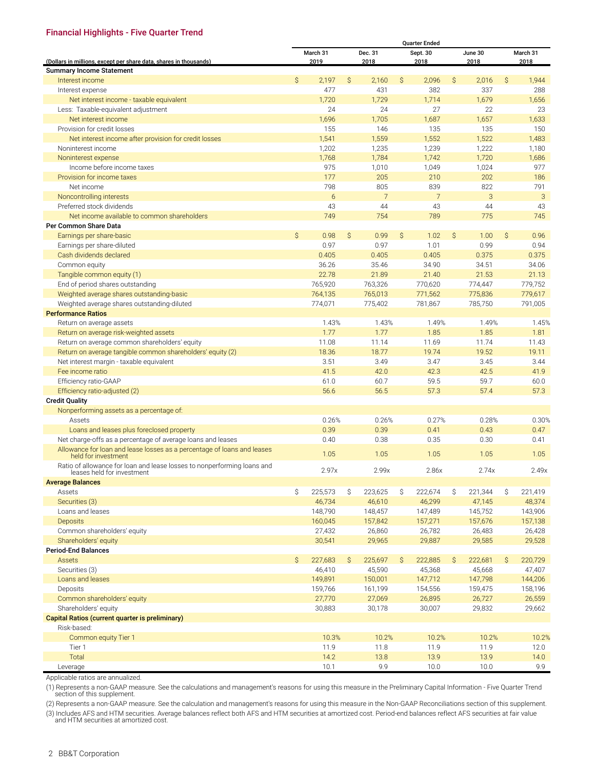## Financial Highlights - Five Quarter Trend

| (Dollars in millions, except per share data, shares in thousands) | Quarter Ended | | | | |
|---|---|---|---|---|---|
| | March 31 2019 | Dec. 31 2018 | Sept. 30 2018 | June 30 2018 | March 31 2018 |
| **Summary Income Statement** | | | | | |
| Interest income | $ 2,197 | $ 2,160 | $ 2,096 | $ 2,016 | $ 1,944 |
| Interest expense | 477 | 431 | 382 | 337 | 288 |
| Net interest income - taxable equivalent | 1,720 | 1,729 | 1,714 | 1,679 | 1,656 |
| Less: Taxable-equivalent adjustment | 24 | 24 | 27 | 22 | 23 |
| Net interest income | 1,696 | 1,705 | 1,687 | 1,657 | 1,633 |
| Provision for credit losses | 155 | 146 | 135 | 135 | 150 |
| Net interest income after provision for credit losses | 1,541 | 1,559 | 1,552 | 1,522 | 1,483 |
| Noninterest income | 1,202 | 1,235 | 1,239 | 1,222 | 1,180 |
| Noninterest expense | 1,768 | 1,784 | 1,742 | 1,720 | 1,686 |
| Income before income taxes | 975 | 1,010 | 1,049 | 1,024 | 977 |
| Provision for income taxes | 177 | 205 | 210 | 202 | 186 |
| Net income | 798 | 805 | 839 | 822 | 791 |
| Noncontrolling interests | 6 | 7 | 7 | 3 | 3 |
| Preferred stock dividends | 43 | 44 | 43 | 44 | 43 |
| Net income available to common shareholders | 749 | 754 | 789 | 775 | 745 |
| **Per Common Share Data** | | | | | |
| Earnings per share-basic | $ 0.98 | $ 0.99 | $ 1.02 | $ 1.00 | $ 0.96 |
| Earnings per share-diluted | 0.97 | 0.97 | 1.01 | 0.99 | 0.94 |
| Cash dividends declared | 0.405 | 0.405 | 0.405 | 0.375 | 0.375 |
| Common equity | 36.26 | 35.46 | 34.90 | 34.51 | 34.06 |
| Tangible common equity (1) | 22.78 | 21.89 | 21.40 | 21.53 | 21.13 |
| End of period shares outstanding | 765,920 | 763,326 | 770,620 | 774,447 | 779,752 |
| Weighted average shares outstanding-basic | 764,135 | 765,013 | 771,562 | 775,836 | 779,617 |
| Weighted average shares outstanding-diluted | 774,071 | 775,402 | 781,867 | 785,750 | 791,005 |
| **Performance Ratios** | | | | | |
| Return on average assets | 1.43% | 1.43% | 1.49% | 1.49% | 1.45% |
| Return on average risk-weighted assets | 1.77 | 1.77 | 1.85 | 1.85 | 1.81 |
| Return on average common shareholders' equity | 11.08 | 11.14 | 11.69 | 11.74 | 11.43 |
| Return on average tangible common shareholders' equity (2) | 18.36 | 18.77 | 19.74 | 19.52 | 19.11 |
| Net interest margin - taxable equivalent | 3.51 | 3.49 | 3.47 | 3.45 | 3.44 |
| Fee income ratio | 41.5 | 42.0 | 42.3 | 42.5 | 41.9 |
| Efficiency ratio-GAAP | 61.0 | 60.7 | 59.5 | 59.7 | 60.0 |
| Efficiency ratio-adjusted (2) | 56.6 | 56.5 | 57.3 | 57.4 | 57.3 |
| **Credit Quality** | | | | | |
| Nonperforming assets as a percentage of: | | | | | |
| Assets | 0.26% | 0.26% | 0.27% | 0.28% | 0.30% |
| Loans and leases plus foreclosed property | 0.39 | 0.39 | 0.41 | 0.43 | 0.47 |
| Net charge-offs as a percentage of average loans and leases | 0.40 | 0.38 | 0.35 | 0.30 | 0.41 |
| Allowance for loan and lease losses as a percentage of loans and leases held for investment | 1.05 | 1.05 | 1.05 | 1.05 | 1.05 |
| Ratio of allowance for loan and lease losses to nonperforming loans and leases held for investment | 2.97x | 2.99x | 2.86x | 2.74x | 2.49x |
| **Average Balances** | | | | | |
| Assets | $ 225,573 | $ 223,625 | $ 222,674 | $ 221,344 | $ 221,419 |
| Securities (3) | 46,734 | 46,610 | 46,299 | 47,145 | 48,374 |
| Loans and leases | 148,790 | 148,457 | 147,489 | 145,752 | 143,906 |
| Deposits | 160,045 | 157,842 | 157,271 | 157,676 | 157,138 |
| Common shareholders' equity | 27,432 | 26,860 | 26,782 | 26,483 | 26,428 |
| Shareholders' equity | 30,541 | 29,965 | 29,887 | 29,585 | 29,528 |
| **Period-End Balances** | | | | | |
| Assets | $ 227,683 | $ 225,697 | $ 222,885 | $ 222,681 | $ 220,729 |
| Securities (3) | 46,410 | 45,590 | 45,368 | 45,668 | 47,407 |
| Loans and leases | 149,891 | 150,001 | 147,712 | 147,798 | 144,206 |
| Deposits | 159,766 | 161,199 | 154,556 | 159,475 | 158,196 |
| Common shareholders' equity | 27,770 | 27,069 | 26,895 | 26,727 | 26,559 |
| Shareholders' equity | 30,883 | 30,178 | 30,007 | 29,832 | 29,662 |
| **Capital Ratios (current quarter is preliminary)** | | | | | |
| Risk-based: | | | | | |
| Common equity Tier 1 | 10.3% | 10.2% | 10.2% | 10.2% | 10.2% |
| Tier 1 | 11.9 | 11.8 | 11.9 | 11.9 | 12.0 |
| Total | 14.2 | 13.8 | 13.9 | 13.9 | 14.0 |
| Leverage | 10.1 | 9.9 | 10.0 | 10.0 | 9.9 |

Applicable ratios are annualized.

(1) Represents a non-GAAP measure. See the calculations and management's reasons for using this measure in the Preliminary Capital Information - Five Quarter Trend section of this supplement.

(2) Represents a non-GAAP measure. See the calculation and management's reasons for using this measure in the Non-GAAP Reconciliations section of this supplement.

(3) Includes AFS and HTM securities. Average balances reflect both AFS and HTM securities at amortized cost. Period-end balances reflect AFS securities at fair value and HTM securities at amortized cost.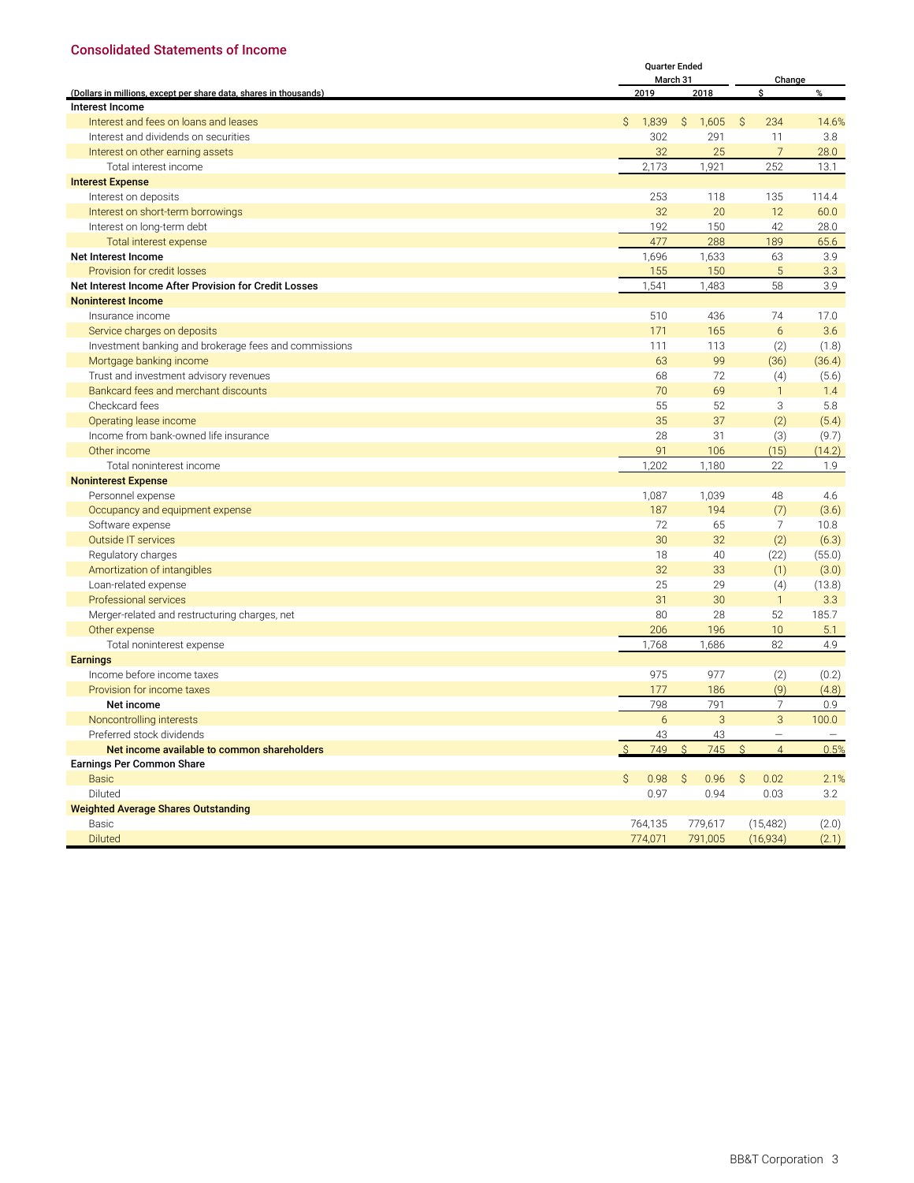## Consolidated Statements of Income

| (Dollars in millions, except per share data, shares in thousands) | Quarter Ended March 31 | | Change | |
|---|---|---|---|---|
| | 2019 | 2018 | $ | % |
| **Interest Income** | | | | |
| Interest and fees on loans and leases | $ 1,839 | $ 1,605 | $ 234 | 14.6% |
| Interest and dividends on securities | 302 | 291 | 11 | 3.8 |
| Interest on other earning assets | 32 | 25 | 7 | 28.0 |
| Total interest income | 2,173 | 1,921 | 252 | 13.1 |
| **Interest Expense** | | | | |
| Interest on deposits | 253 | 118 | 135 | 114.4 |
| Interest on short-term borrowings | 32 | 20 | 12 | 60.0 |
| Interest on long-term debt | 192 | 150 | 42 | 28.0 |
| Total interest expense | 477 | 288 | 189 | 65.6 |
| **Net Interest Income** | 1,696 | 1,633 | 63 | 3.9 |
| Provision for credit losses | 155 | 150 | 5 | 3.3 |
| **Net Interest Income After Provision for Credit Losses** | 1,541 | 1,483 | 58 | 3.9 |
| **Noninterest Income** | | | | |
| Insurance income | 510 | 436 | 74 | 17.0 |
| Service charges on deposits | 171 | 165 | 6 | 3.6 |
| Investment banking and brokerage fees and commissions | 111 | 113 | (2) | (1.8) |
| Mortgage banking income | 63 | 99 | (36) | (36.4) |
| Trust and investment advisory revenues | 68 | 72 | (4) | (5.6) |
| Bankcard fees and merchant discounts | 70 | 69 | 1 | 1.4 |
| Checkcard fees | 55 | 52 | 3 | 5.8 |
| Operating lease income | 35 | 37 | (2) | (5.4) |
| Income from bank-owned life insurance | 28 | 31 | (3) | (9.7) |
| Other income | 91 | 106 | (15) | (14.2) |
| Total noninterest income | 1,202 | 1,180 | 22 | 1.9 |
| **Noninterest Expense** | | | | |
| Personnel expense | 1,087 | 1,039 | 48 | 4.6 |
| Occupancy and equipment expense | 187 | 194 | (7) | (3.6) |
| Software expense | 72 | 65 | 7 | 10.8 |
| Outside IT services | 30 | 32 | (2) | (6.3) |
| Regulatory charges | 18 | 40 | (22) | (55.0) |
| Amortization of intangibles | 32 | 33 | (1) | (3.0) |
| Loan-related expense | 25 | 29 | (4) | (13.8) |
| Professional services | 31 | 30 | 1 | 3.3 |
| Merger-related and restructuring charges, net | 80 | 28 | 52 | 185.7 |
| Other expense | 206 | 196 | 10 | 5.1 |
| Total noninterest expense | 1,768 | 1,686 | 82 | 4.9 |
| **Earnings** | | | | |
| Income before income taxes | 975 | 977 | (2) | (0.2) |
| Provision for income taxes | 177 | 186 | (9) | (4.8) |
| **Net income** | 798 | 791 | 7 | 0.9 |
| Noncontrolling interests | 6 | 3 | 3 | 100.0 |
| Preferred stock dividends | 43 | 43 | — | — |
| **Net income available to common shareholders** | $ 749 | $ 745 | $ 4 | 0.5% |
| **Earnings Per Common Share** | | | | |
| Basic | $ 0.98 | $ 0.96 | $ 0.02 | 2.1% |
| Diluted | 0.97 | 0.94 | 0.03 | 3.2 |
| **Weighted Average Shares Outstanding** | | | | |
| Basic | 764,135 | 779,617 | (15,482) | (2.0) |
| Diluted | 774,071 | 791,005 | (16,934) | (2.1) |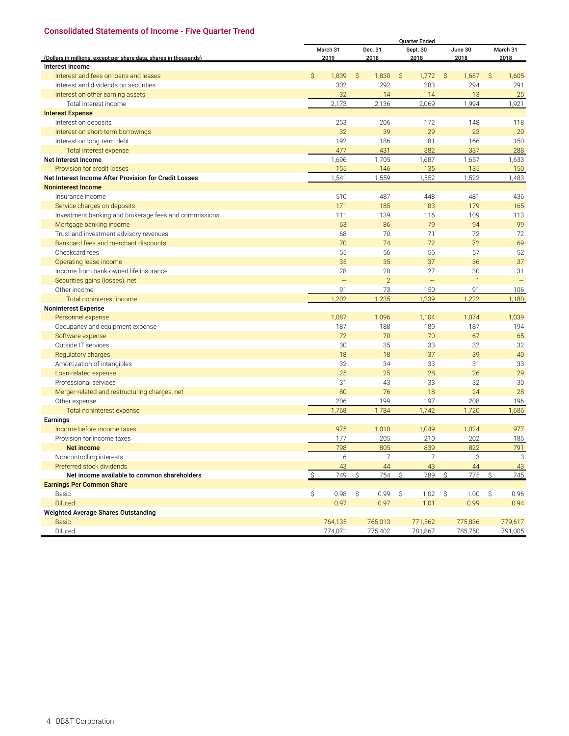## Consolidated Statements of Income - Five Quarter Trend

| (Dollars in millions, except per share data, shares in thousands) | Quarter Ended March 31 2019 | Dec. 31 2018 | Sept. 30 2018 | June 30 2018 | March 31 2018 |
|---|---|---|---|---|---|
| **Interest Income** | | | | | |
| Interest and fees on loans and leases | $ 1,839 | $ 1,830 | $ 1,772 | $ 1,687 | $ 1,605 |
| Interest and dividends on securities | 302 | 292 | 283 | 294 | 291 |
| Interest on other earning assets | 32 | 14 | 14 | 13 | 25 |
| Total interest income | 2,173 | 2,136 | 2,069 | 1,994 | 1,921 |
| **Interest Expense** | | | | | |
| Interest on deposits | 253 | 206 | 172 | 148 | 118 |
| Interest on short-term borrowings | 32 | 39 | 29 | 23 | 20 |
| Interest on long-term debt | 192 | 186 | 181 | 166 | 150 |
| Total interest expense | 477 | 431 | 382 | 337 | 288 |
| **Net Interest Income** | 1,696 | 1,705 | 1,687 | 1,657 | 1,633 |
| Provision for credit losses | 155 | 146 | 135 | 135 | 150 |
| **Net Interest Income After Provision for Credit Losses** | 1,541 | 1,559 | 1,552 | 1,522 | 1,483 |
| **Noninterest Income** | | | | | |
| Insurance income | 510 | 487 | 448 | 481 | 436 |
| Service charges on deposits | 171 | 185 | 183 | 179 | 165 |
| Investment banking and brokerage fees and commissions | 111 | 139 | 116 | 109 | 113 |
| Mortgage banking income | 63 | 86 | 79 | 94 | 99 |
| Trust and investment advisory revenues | 68 | 70 | 71 | 72 | 72 |
| Bankcard fees and merchant discounts | 70 | 74 | 72 | 72 | 69 |
| Checkcard fees | 55 | 56 | 56 | 57 | 52 |
| Operating lease income | 35 | 35 | 37 | 36 | 37 |
| Income from bank-owned life insurance | 28 | 28 | 27 | 30 | 31 |
| Securities gains (losses), net | — | 2 | — | 1 | — |
| Other income | 91 | 73 | 150 | 91 | 106 |
| Total noninterest income | 1,202 | 1,235 | 1,239 | 1,222 | 1,180 |
| **Noninterest Expense** | | | | | |
| Personnel expense | 1,087 | 1,096 | 1,104 | 1,074 | 1,039 |
| Occupancy and equipment expense | 187 | 188 | 189 | 187 | 194 |
| Software expense | 72 | 70 | 70 | 67 | 65 |
| Outside IT services | 30 | 35 | 33 | 32 | 32 |
| Regulatory charges | 18 | 18 | 37 | 39 | 40 |
| Amortization of intangibles | 32 | 34 | 33 | 31 | 33 |
| Loan-related expense | 25 | 25 | 28 | 26 | 29 |
| Professional services | 31 | 43 | 33 | 32 | 30 |
| Merger-related and restructuring charges, net | 80 | 76 | 18 | 24 | 28 |
| Other expense | 206 | 199 | 197 | 208 | 196 |
| Total noninterest expense | 1,768 | 1,784 | 1,742 | 1,720 | 1,686 |
| **Earnings** | | | | | |
| Income before income taxes | 975 | 1,010 | 1,049 | 1,024 | 977 |
| Provision for income taxes | 177 | 205 | 210 | 202 | 186 |
| **Net income** | 798 | 805 | 839 | 822 | 791 |
| Noncontrolling interests | 6 | 7 | 7 | 3 | 3 |
| Preferred stock dividends | 43 | 44 | 43 | 44 | 43 |
| **Net income available to common shareholders** | $ 749 | $ 754 | $ 789 | $ 775 | $ 745 |
| **Earnings Per Common Share** | | | | | |
| Basic | $ 0.98 | $ 0.99 | $ 1.02 | $ 1.00 | $ 0.96 |
| Diluted | 0.97 | 0.97 | 1.01 | 0.99 | 0.94 |
| **Weighted Average Shares Outstanding** | | | | | |
| Basic | 764,135 | 765,013 | 771,562 | 775,836 | 779,617 |
| Diluted | 774,071 | 775,402 | 781,867 | 785,750 | 791,005 |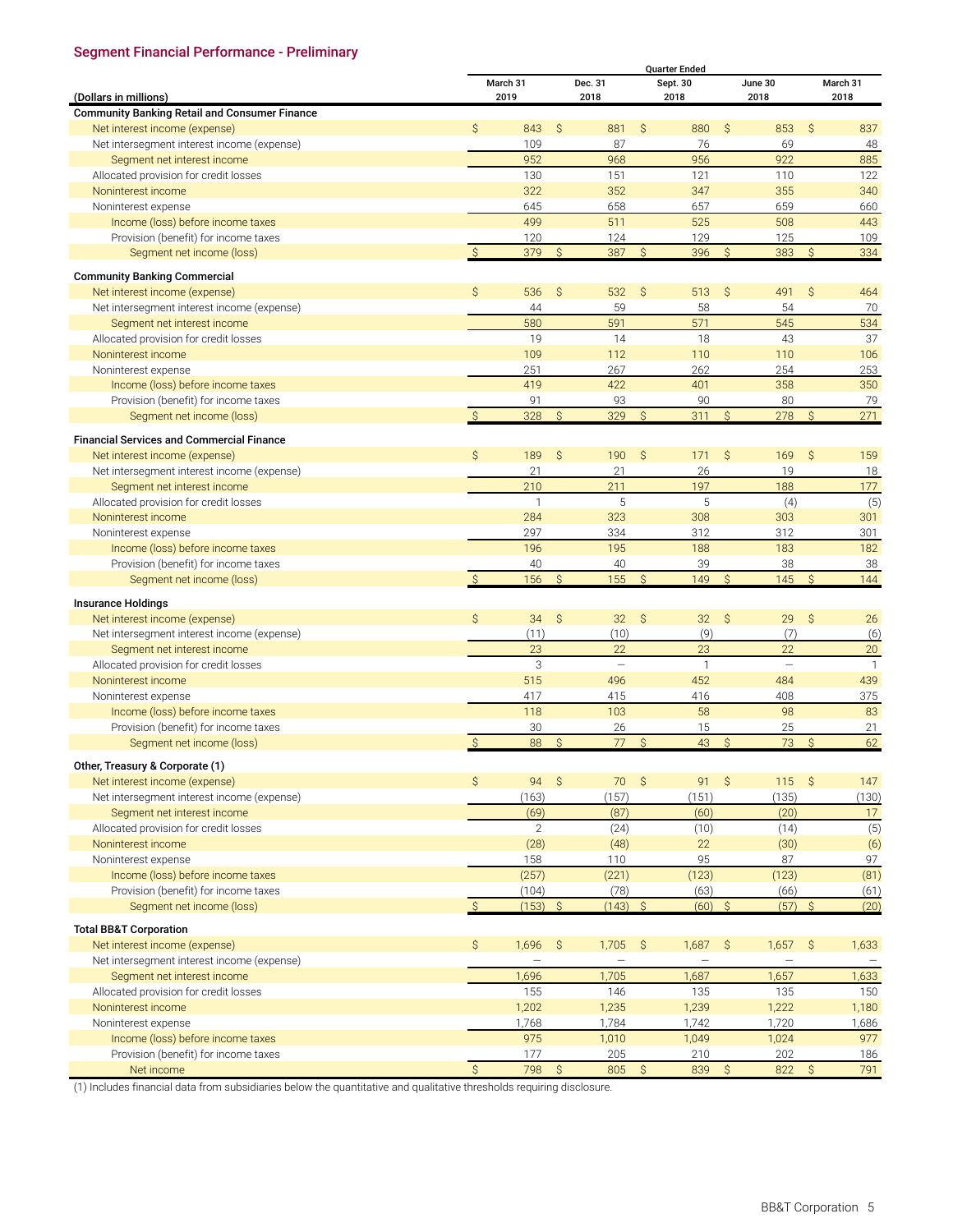## Segment Financial Performance - Preliminary

| (Dollars in millions) | Quarter Ended March 31 2019 | Dec. 31 2018 | Sept. 30 2018 | June 30 2018 | March 31 2018 |
|---|---|---|---|---|---|
| **Community Banking Retail and Consumer Finance** | | | | | |
| Net interest income (expense) | $ 843 | $ 881 | $ 880 | $ 853 | $ 837 |
| Net intersegment interest income (expense) | 109 | 87 | 76 | 69 | 48 |
| Segment net interest income | 952 | 968 | 956 | 922 | 885 |
| Allocated provision for credit losses | 130 | 151 | 121 | 110 | 122 |
| Noninterest income | 322 | 352 | 347 | 355 | 340 |
| Noninterest expense | 645 | 658 | 657 | 659 | 660 |
| Income (loss) before income taxes | 499 | 511 | 525 | 508 | 443 |
| Provision (benefit) for income taxes | 120 | 124 | 129 | 125 | 109 |
| Segment net income (loss) | $ 379 | $ 387 | $ 396 | $ 383 | $ 334 |
| **Community Banking Commercial** | | | | | |
| Net interest income (expense) | $ 536 | $ 532 | $ 513 | $ 491 | $ 464 |
| Net intersegment interest income (expense) | 44 | 59 | 58 | 54 | 70 |
| Segment net interest income | 580 | 591 | 571 | 545 | 534 |
| Allocated provision for credit losses | 19 | 14 | 18 | 43 | 37 |
| Noninterest income | 109 | 112 | 110 | 110 | 106 |
| Noninterest expense | 251 | 267 | 262 | 254 | 253 |
| Income (loss) before income taxes | 419 | 422 | 401 | 358 | 350 |
| Provision (benefit) for income taxes | 91 | 93 | 90 | 80 | 79 |
| Segment net income (loss) | $ 328 | $ 329 | $ 311 | $ 278 | $ 271 |
| **Financial Services and Commercial Finance** | | | | | |
| Net interest income (expense) | $ 189 | $ 190 | $ 171 | $ 169 | $ 159 |
| Net intersegment interest income (expense) | 21 | 21 | 26 | 19 | 18 |
| Segment net interest income | 210 | 211 | 197 | 188 | 177 |
| Allocated provision for credit losses | 1 | 5 | 5 | (4) | (5) |
| Noninterest income | 284 | 323 | 308 | 303 | 301 |
| Noninterest expense | 297 | 334 | 312 | 312 | 301 |
| Income (loss) before income taxes | 196 | 195 | 188 | 183 | 182 |
| Provision (benefit) for income taxes | 40 | 40 | 39 | 38 | 38 |
| Segment net income (loss) | $ 156 | $ 155 | $ 149 | $ 145 | $ 144 |
| **Insurance Holdings** | | | | | |
| Net interest income (expense) | $ 34 | $ 32 | $ 32 | $ 29 | $ 26 |
| Net intersegment interest income (expense) | (11) | (10) | (9) | (7) | (6) |
| Segment net interest income | 23 | 22 | 23 | 22 | 20 |
| Allocated provision for credit losses | 3 | — | 1 | — | 1 |
| Noninterest income | 515 | 496 | 452 | 484 | 439 |
| Noninterest expense | 417 | 415 | 416 | 408 | 375 |
| Income (loss) before income taxes | 118 | 103 | 58 | 98 | 83 |
| Provision (benefit) for income taxes | 30 | 26 | 15 | 25 | 21 |
| Segment net income (loss) | $ 88 | $ 77 | $ 43 | $ 73 | $ 62 |
| **Other, Treasury & Corporate (1)** | | | | | |
| Net interest income (expense) | $ 94 | $ 70 | $ 91 | $ 115 | $ 147 |
| Net intersegment interest income (expense) | (163) | (157) | (151) | (135) | (130) |
| Segment net interest income | (69) | (87) | (60) | (20) | 17 |
| Allocated provision for credit losses | 2 | (24) | (10) | (14) | (5) |
| Noninterest income | (28) | (48) | 22 | (30) | (6) |
| Noninterest expense | 158 | 110 | 95 | 87 | 97 |
| Income (loss) before income taxes | (257) | (221) | (123) | (123) | (81) |
| Provision (benefit) for income taxes | (104) | (78) | (63) | (66) | (61) |
| Segment net income (loss) | $ (153) | $ (143) | $ (60) | $ (57) | $ (20) |
| **Total BB&T Corporation** | | | | | |
| Net interest income (expense) | $ 1,696 | $ 1,705 | $ 1,687 | $ 1,657 | $ 1,633 |
| Net intersegment interest income (expense) | — | — | — | — | — |
| Segment net interest income | 1,696 | 1,705 | 1,687 | 1,657 | 1,633 |
| Allocated provision for credit losses | 155 | 146 | 135 | 135 | 150 |
| Noninterest income | 1,202 | 1,235 | 1,239 | 1,222 | 1,180 |
| Noninterest expense | 1,768 | 1,784 | 1,742 | 1,720 | 1,686 |
| Income (loss) before income taxes | 975 | 1,010 | 1,049 | 1,024 | 977 |
| Provision (benefit) for income taxes | 177 | 205 | 210 | 202 | 186 |
| Net income | $ 798 | $ 805 | $ 839 | $ 822 | $ 791 |

(1) Includes financial data from subsidiaries below the quantitative and qualitative thresholds requiring disclosure.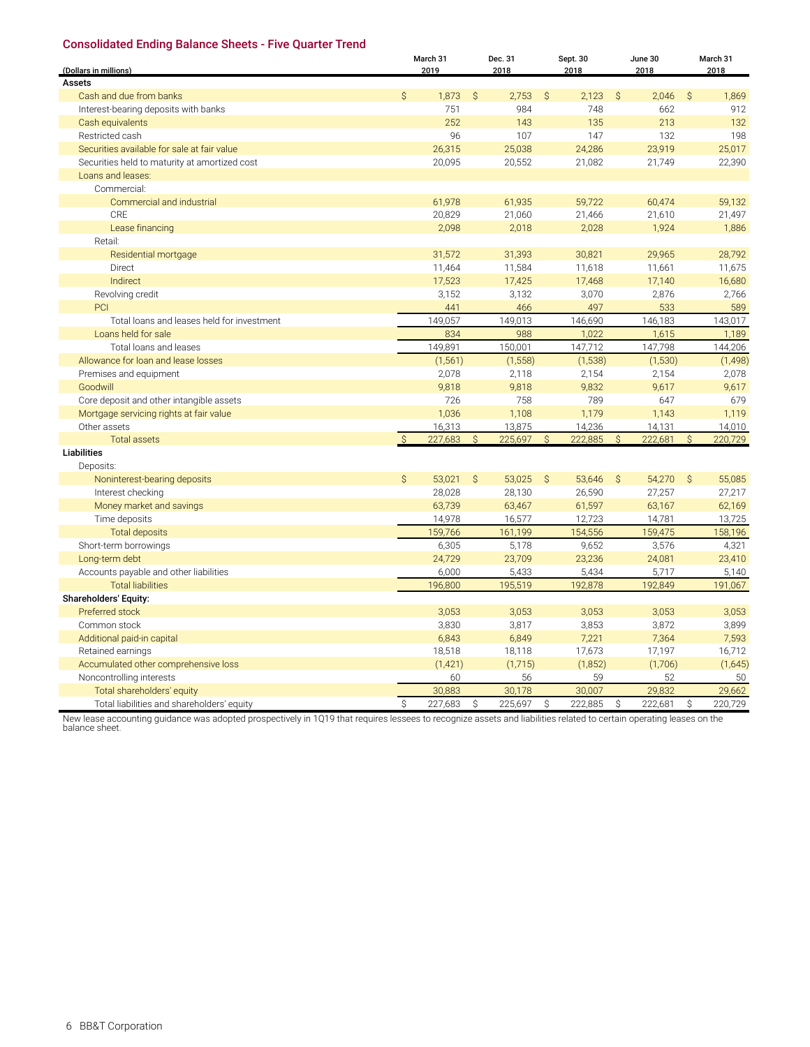## Consolidated Ending Balance Sheets - Five Quarter Trend

| (Dollars in millions) | March 31 2019 | Dec. 31 2018 | Sept. 30 2018 | June 30 2018 | March 31 2018 |
|---|---|---|---|---|---|
| **Assets** | | | | | |
| Cash and due from banks | $ 1,873 | $ 2,753 | $ 2,123 | $ 2,046 | $ 1,869 |
| Interest-bearing deposits with banks | 751 | 984 | 748 | 662 | 912 |
| Cash equivalents | 252 | 143 | 135 | 213 | 132 |
| Restricted cash | 96 | 107 | 147 | 132 | 198 |
| Securities available for sale at fair value | 26,315 | 25,038 | 24,286 | 23,919 | 25,017 |
| Securities held to maturity at amortized cost | 20,095 | 20,552 | 21,082 | 21,749 | 22,390 |
| Loans and leases: | | | | | |
| Commercial: | | | | | |
| Commercial and industrial | 61,978 | 61,935 | 59,722 | 60,474 | 59,132 |
| CRE | 20,829 | 21,060 | 21,466 | 21,610 | 21,497 |
| Lease financing | 2,098 | 2,018 | 2,028 | 1,924 | 1,886 |
| Retail: | | | | | |
| Residential mortgage | 31,572 | 31,393 | 30,821 | 29,965 | 28,792 |
| Direct | 11,464 | 11,584 | 11,618 | 11,661 | 11,675 |
| Indirect | 17,523 | 17,425 | 17,468 | 17,140 | 16,680 |
| Revolving credit | 3,152 | 3,132 | 3,070 | 2,876 | 2,766 |
| PCI | 441 | 466 | 497 | 533 | 589 |
| Total loans and leases held for investment | 149,057 | 149,013 | 146,690 | 146,183 | 143,017 |
| Loans held for sale | 834 | 988 | 1,022 | 1,615 | 1,189 |
| Total loans and leases | 149,891 | 150,001 | 147,712 | 147,798 | 144,206 |
| Allowance for loan and lease losses | (1,561) | (1,558) | (1,538) | (1,530) | (1,498) |
| Premises and equipment | 2,078 | 2,118 | 2,154 | 2,154 | 2,078 |
| Goodwill | 9,818 | 9,818 | 9,832 | 9,617 | 9,617 |
| Core deposit and other intangible assets | 726 | 758 | 789 | 647 | 679 |
| Mortgage servicing rights at fair value | 1,036 | 1,108 | 1,179 | 1,143 | 1,119 |
| Other assets | 16,313 | 13,875 | 14,236 | 14,131 | 14,010 |
| Total assets | $ 227,683 | $ 225,697 | $ 222,885 | $ 222,681 | $ 220,729 |
| **Liabilities** | | | | | |
| Deposits: | | | | | |
| Noninterest-bearing deposits | $ 53,021 | $ 53,025 | $ 53,646 | $ 54,270 | $ 55,085 |
| Interest checking | 28,028 | 28,130 | 26,590 | 27,257 | 27,217 |
| Money market and savings | 63,739 | 63,467 | 61,597 | 63,167 | 62,169 |
| Time deposits | 14,978 | 16,577 | 12,723 | 14,781 | 13,725 |
| Total deposits | 159,766 | 161,199 | 154,556 | 159,475 | 158,196 |
| Short-term borrowings | 6,305 | 5,178 | 9,652 | 3,576 | 4,321 |
| Long-term debt | 24,729 | 23,709 | 23,236 | 24,081 | 23,410 |
| Accounts payable and other liabilities | 6,000 | 5,433 | 5,434 | 5,717 | 5,140 |
| Total liabilities | 196,800 | 195,519 | 192,878 | 192,849 | 191,067 |
| **Shareholders' Equity:** | | | | | |
| Preferred stock | 3,053 | 3,053 | 3,053 | 3,053 | 3,053 |
| Common stock | 3,830 | 3,817 | 3,853 | 3,872 | 3,899 |
| Additional paid-in capital | 6,843 | 6,849 | 7,221 | 7,364 | 7,593 |
| Retained earnings | 18,518 | 18,118 | 17,673 | 17,197 | 16,712 |
| Accumulated other comprehensive loss | (1,421) | (1,715) | (1,852) | (1,706) | (1,645) |
| Noncontrolling interests | 60 | 56 | 59 | 52 | 50 |
| Total shareholders' equity | 30,883 | 30,178 | 30,007 | 29,832 | 29,662 |
| Total liabilities and shareholders' equity | $ 227,683 | $ 225,697 | $ 222,885 | $ 222,681 | $ 220,729 |

New lease accounting guidance was adopted prospectively in 1Q19 that requires lessees to recognize assets and liabilities related to certain operating leases on the balance sheet.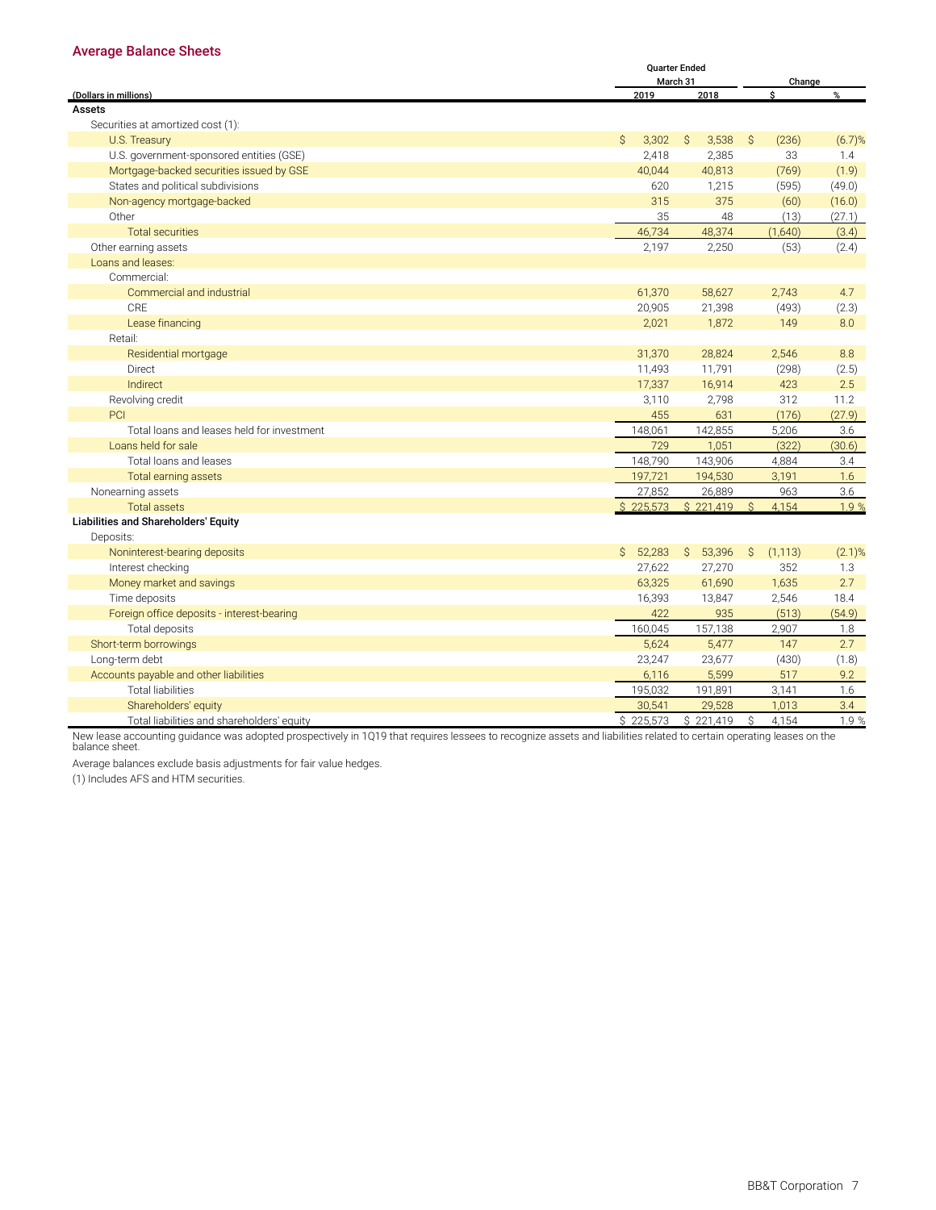## Average Balance Sheets

| (Dollars in millions) | Quarter Ended March 31 2019 | 2018 | Change $ | % |
|---|---|---|---|---|
| **Assets** | | | | |
| Securities at amortized cost (1): | | | | |
| U.S. Treasury | $ 3,302 | $ 3,538 | $ (236) | (6.7)% |
| U.S. government-sponsored entities (GSE) | 2,418 | 2,385 | 33 | 1.4 |
| Mortgage-backed securities issued by GSE | 40,044 | 40,813 | (769) | (1.9) |
| States and political subdivisions | 620 | 1,215 | (595) | (49.0) |
| Non-agency mortgage-backed | 315 | 375 | (60) | (16.0) |
| Other | 35 | 48 | (13) | (27.1) |
| Total securities | 46,734 | 48,374 | (1,640) | (3.4) |
| Other earning assets | 2,197 | 2,250 | (53) | (2.4) |
| Loans and leases: | | | | |
| Commercial: | | | | |
| Commercial and industrial | 61,370 | 58,627 | 2,743 | 4.7 |
| CRE | 20,905 | 21,398 | (493) | (2.3) |
| Lease financing | 2,021 | 1,872 | 149 | 8.0 |
| Retail: | | | | |
| Residential mortgage | 31,370 | 28,824 | 2,546 | 8.8 |
| Direct | 11,493 | 11,791 | (298) | (2.5) |
| Indirect | 17,337 | 16,914 | 423 | 2.5 |
| Revolving credit | 3,110 | 2,798 | 312 | 11.2 |
| PCI | 455 | 631 | (176) | (27.9) |
| Total loans and leases held for investment | 148,061 | 142,855 | 5,206 | 3.6 |
| Loans held for sale | 729 | 1,051 | (322) | (30.6) |
| Total loans and leases | 148,790 | 143,906 | 4,884 | 3.4 |
| Total earning assets | 197,721 | 194,530 | 3,191 | 1.6 |
| Nonearning assets | 27,852 | 26,889 | 963 | 3.6 |
| Total assets | $ 225,573 | $ 221,419 | $ 4,154 | 1.9 % |
| **Liabilities and Shareholders' Equity** | | | | |
| Deposits: | | | | |
| Noninterest-bearing deposits | $ 52,283 | $ 53,396 | $ (1,113) | (2.1)% |
| Interest checking | 27,622 | 27,270 | 352 | 1.3 |
| Money market and savings | 63,325 | 61,690 | 1,635 | 2.7 |
| Time deposits | 16,393 | 13,847 | 2,546 | 18.4 |
| Foreign office deposits - interest-bearing | 422 | 935 | (513) | (54.9) |
| Total deposits | 160,045 | 157,138 | 2,907 | 1.8 |
| Short-term borrowings | 5,624 | 5,477 | 147 | 2.7 |
| Long-term debt | 23,247 | 23,677 | (430) | (1.8) |
| Accounts payable and other liabilities | 6,116 | 5,599 | 517 | 9.2 |
| Total liabilities | 195,032 | 191,891 | 3,141 | 1.6 |
| Shareholders' equity | 30,541 | 29,528 | 1,013 | 3.4 |
| Total liabilities and shareholders' equity | $ 225,573 | $ 221,419 | $ 4,154 | 1.9 % |

New lease accounting guidance was adopted prospectively in 1Q19 that requires lessees to recognize assets and liabilities related to certain operating leases on the balance sheet.

Average balances exclude basis adjustments for fair value hedges.

(1) Includes AFS and HTM securities.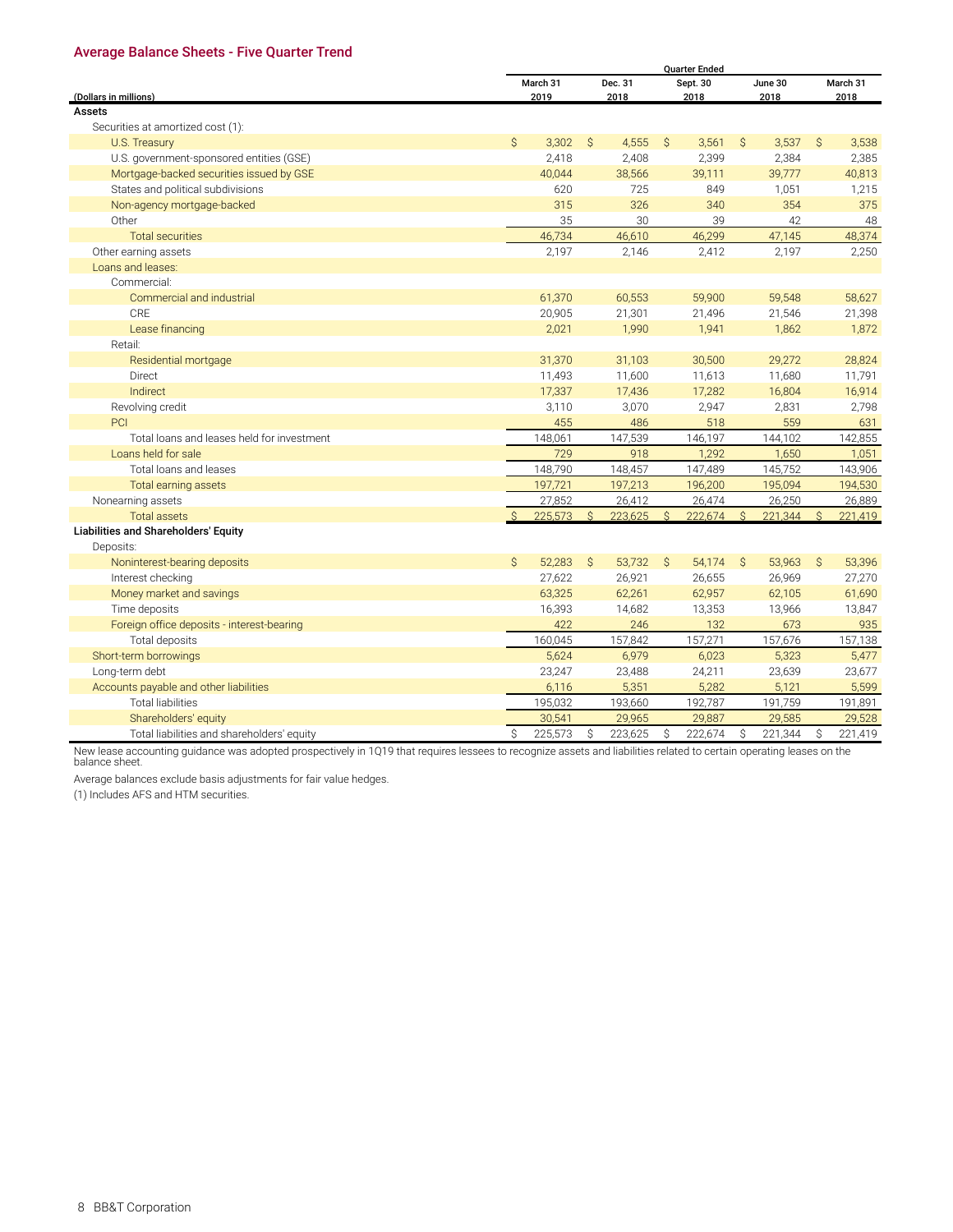## Average Balance Sheets - Five Quarter Trend

| (Dollars in millions) | Quarter Ended March 31 2019 | Dec. 31 2018 | Sept. 30 2018 | June 30 2018 | March 31 2018 |
|---|---|---|---|---|---|
| **Assets** | | | | | |
| Securities at amortized cost (1): | | | | | |
| U.S. Treasury | $ 3,302 | $ 4,555 | $ 3,561 | $ 3,537 | $ 3,538 |
| U.S. government-sponsored entities (GSE) | 2,418 | 2,408 | 2,399 | 2,384 | 2,385 |
| Mortgage-backed securities issued by GSE | 40,044 | 38,566 | 39,111 | 39,777 | 40,813 |
| States and political subdivisions | 620 | 725 | 849 | 1,051 | 1,215 |
| Non-agency mortgage-backed | 315 | 326 | 340 | 354 | 375 |
| Other | 35 | 30 | 39 | 42 | 48 |
| Total securities | 46,734 | 46,610 | 46,299 | 47,145 | 48,374 |
| Other earning assets | 2,197 | 2,146 | 2,412 | 2,197 | 2,250 |
| Loans and leases: | | | | | |
| Commercial: | | | | | |
| Commercial and industrial | 61,370 | 60,553 | 59,900 | 59,548 | 58,627 |
| CRE | 20,905 | 21,301 | 21,496 | 21,546 | 21,398 |
| Lease financing | 2,021 | 1,990 | 1,941 | 1,862 | 1,872 |
| Retail: | | | | | |
| Residential mortgage | 31,370 | 31,103 | 30,500 | 29,272 | 28,824 |
| Direct | 11,493 | 11,600 | 11,613 | 11,680 | 11,791 |
| Indirect | 17,337 | 17,436 | 17,282 | 16,804 | 16,914 |
| Revolving credit | 3,110 | 3,070 | 2,947 | 2,831 | 2,798 |
| PCI | 455 | 486 | 518 | 559 | 631 |
| Total loans and leases held for investment | 148,061 | 147,539 | 146,197 | 144,102 | 142,855 |
| Loans held for sale | 729 | 918 | 1,292 | 1,650 | 1,051 |
| Total loans and leases | 148,790 | 148,457 | 147,489 | 145,752 | 143,906 |
| Total earning assets | 197,721 | 197,213 | 196,200 | 195,094 | 194,530 |
| Nonearning assets | 27,852 | 26,412 | 26,474 | 26,250 | 26,889 |
| Total assets | $ 225,573 | $ 223,625 | $ 222,674 | $ 221,344 | $ 221,419 |
| **Liabilities and Shareholders' Equity** | | | | | |
| Deposits: | | | | | |
| Noninterest-bearing deposits | $ 52,283 | $ 53,732 | $ 54,174 | $ 53,963 | $ 53,396 |
| Interest checking | 27,622 | 26,921 | 26,655 | 26,969 | 27,270 |
| Money market and savings | 63,325 | 62,261 | 62,957 | 62,105 | 61,690 |
| Time deposits | 16,393 | 14,682 | 13,353 | 13,966 | 13,847 |
| Foreign office deposits - interest-bearing | 422 | 246 | 132 | 673 | 935 |
| Total deposits | 160,045 | 157,842 | 157,271 | 157,676 | 157,138 |
| Short-term borrowings | 5,624 | 6,979 | 6,023 | 5,323 | 5,477 |
| Long-term debt | 23,247 | 23,488 | 24,211 | 23,639 | 23,677 |
| Accounts payable and other liabilities | 6,116 | 5,351 | 5,282 | 5,121 | 5,599 |
| Total liabilities | 195,032 | 193,660 | 192,787 | 191,759 | 191,891 |
| Shareholders' equity | 30,541 | 29,965 | 29,887 | 29,585 | 29,528 |
| Total liabilities and shareholders' equity | $ 225,573 | $ 223,625 | $ 222,674 | $ 221,344 | $ 221,419 |

New lease accounting guidance was adopted prospectively in 1Q19 that requires lessees to recognize assets and liabilities related to certain operating leases on the balance sheet.

Average balances exclude basis adjustments for fair value hedges.

(1) Includes AFS and HTM securities.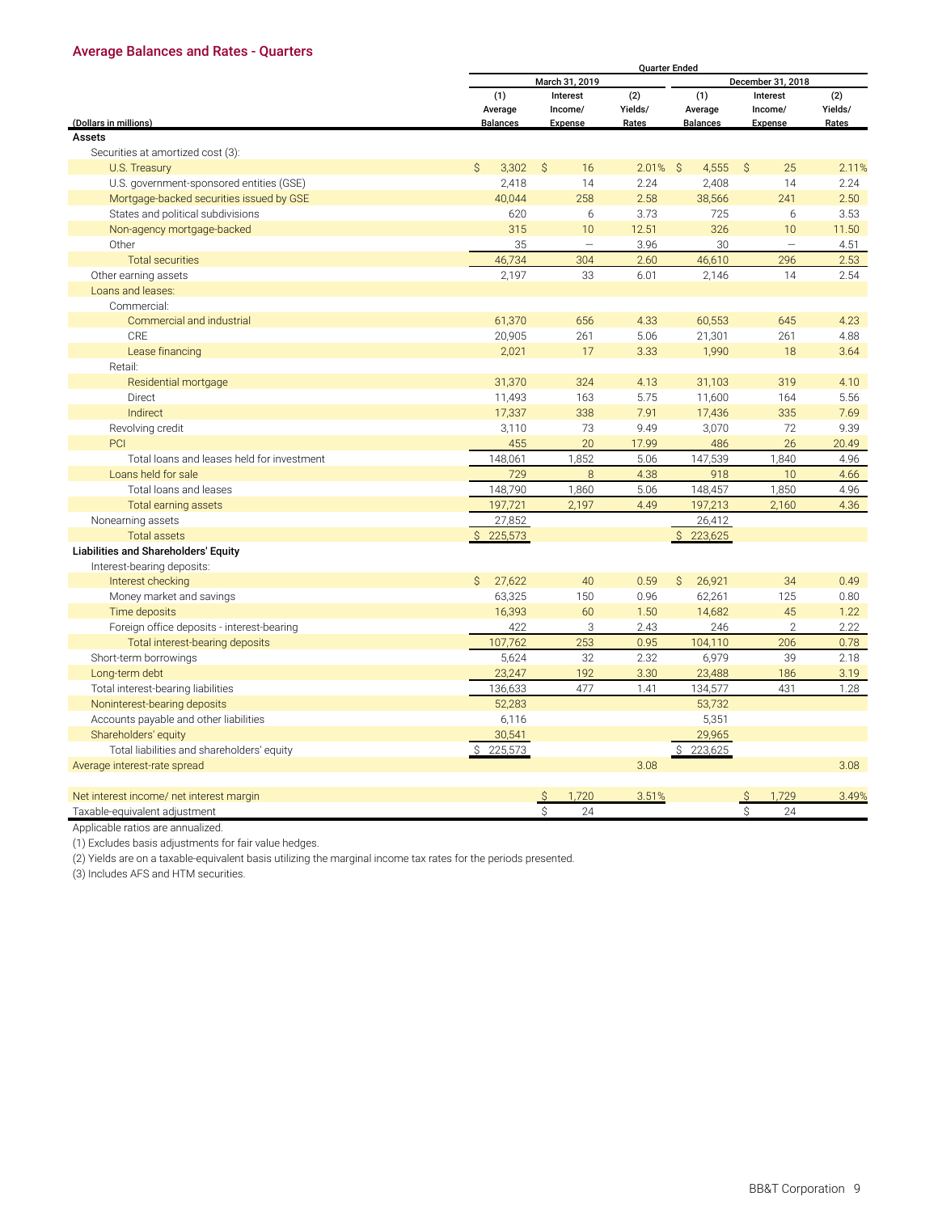## Average Balances and Rates - Quarters

| (Dollars in millions) | March 31, 2019 (1) Average Balances | March 31, 2019 Interest Income/ Expense | March 31, 2019 (2) Yields/ Rates | December 31, 2018 (1) Average Balances | December 31, 2018 Interest Income/ Expense | December 31, 2018 (2) Yields/ Rates |
|---|---|---|---|---|---|---|
| **Assets** | | | | | | |
| Securities at amortized cost (3): | | | | | | |
| U.S. Treasury | $ 3,302 | $ 16 | 2.01% | $ 4,555 | $ 25 | 2.11% |
| U.S. government-sponsored entities (GSE) | 2,418 | 14 | 2.24 | 2,408 | 14 | 2.24 |
| Mortgage-backed securities issued by GSE | 40,044 | 258 | 2.58 | 38,566 | 241 | 2.50 |
| States and political subdivisions | 620 | 6 | 3.73 | 725 | 6 | 3.53 |
| Non-agency mortgage-backed | 315 | 10 | 12.51 | 326 | 10 | 11.50 |
| Other | 35 | — | 3.96 | 30 | — | 4.51 |
| Total securities | 46,734 | 304 | 2.60 | 46,610 | 296 | 2.53 |
| Other earning assets | 2,197 | 33 | 6.01 | 2,146 | 14 | 2.54 |
| Loans and leases: | | | | | | |
| Commercial: | | | | | | |
| Commercial and industrial | 61,370 | 656 | 4.33 | 60,553 | 645 | 4.23 |
| CRE | 20,905 | 261 | 5.06 | 21,301 | 261 | 4.88 |
| Lease financing | 2,021 | 17 | 3.33 | 1,990 | 18 | 3.64 |
| Retail: | | | | | | |
| Residential mortgage | 31,370 | 324 | 4.13 | 31,103 | 319 | 4.10 |
| Direct | 11,493 | 163 | 5.75 | 11,600 | 164 | 5.56 |
| Indirect | 17,337 | 338 | 7.91 | 17,436 | 335 | 7.69 |
| Revolving credit | 3,110 | 73 | 9.49 | 3,070 | 72 | 9.39 |
| PCI | 455 | 20 | 17.99 | 486 | 26 | 20.49 |
| Total loans and leases held for investment | 148,061 | 1,852 | 5.06 | 147,539 | 1,840 | 4.96 |
| Loans held for sale | 729 | 8 | 4.38 | 918 | 10 | 4.66 |
| Total loans and leases | 148,790 | 1,860 | 5.06 | 148,457 | 1,850 | 4.96 |
| Total earning assets | 197,721 | 2,197 | 4.49 | 197,213 | 2,160 | 4.36 |
| Nonearning assets | 27,852 | | | 26,412 | | |
| Total assets | $ 225,573 | | | $ 223,625 | | |
| **Liabilities and Shareholders' Equity** | | | | | | |
| Interest-bearing deposits: | | | | | | |
| Interest checking | $ 27,622 | 40 | 0.59 | $ 26,921 | 34 | 0.49 |
| Money market and savings | 63,325 | 150 | 0.96 | 62,261 | 125 | 0.80 |
| Time deposits | 16,393 | 60 | 1.50 | 14,682 | 45 | 1.22 |
| Foreign office deposits - interest-bearing | 422 | 3 | 2.43 | 246 | 2 | 2.22 |
| Total interest-bearing deposits | 107,762 | 253 | 0.95 | 104,110 | 206 | 0.78 |
| Short-term borrowings | 5,624 | 32 | 2.32 | 6,979 | 39 | 2.18 |
| Long-term debt | 23,247 | 192 | 3.30 | 23,488 | 186 | 3.19 |
| Total interest-bearing liabilities | 136,633 | 477 | 1.41 | 134,577 | 431 | 1.28 |
| Noninterest-bearing deposits | 52,283 | | | 53,732 | | |
| Accounts payable and other liabilities | 6,116 | | | 5,351 | | |
| Shareholders' equity | 30,541 | | | 29,965 | | |
| Total liabilities and shareholders' equity | $ 225,573 | | | $ 223,625 | | |
| Average interest-rate spread | | | 3.08 | | | 3.08 |
| | | | | | | |
| Net interest income/ net interest margin | | $ 1,720 | 3.51% | | $ 1,729 | 3.49% |
| Taxable-equivalent adjustment | | $ 24 | | | $ 24 | |

Applicable ratios are annualized.

(1) Excludes basis adjustments for fair value hedges.

(2) Yields are on a taxable-equivalent basis utilizing the marginal income tax rates for the periods presented.

(3) Includes AFS and HTM securities.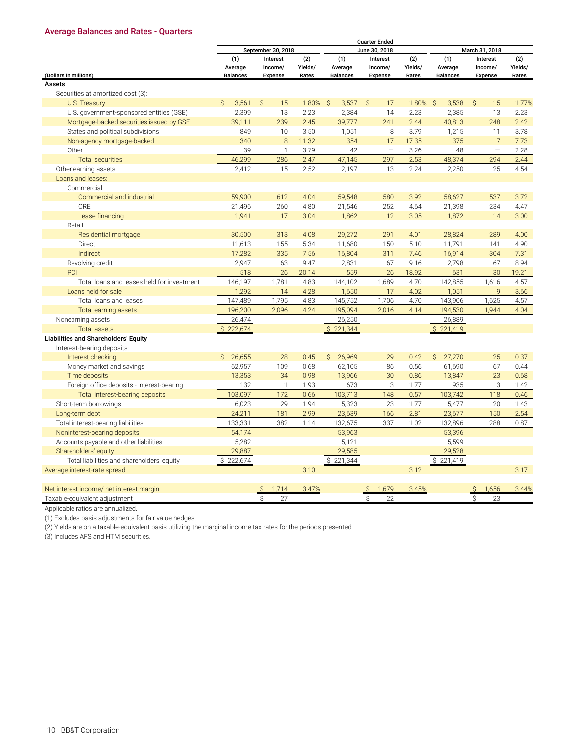## Average Balances and Rates - Quarters

| (Dollars in millions) | September 30, 2018 (1) Average Balances | September 30, 2018 Interest Income/ Expense | September 30, 2018 (2) Yields/ Rates | June 30, 2018 (1) Average Balances | June 30, 2018 Interest Income/ Expense | June 30, 2018 (2) Yields/ Rates | March 31, 2018 (1) Average Balances | March 31, 2018 Interest Income/ Expense | March 31, 2018 (2) Yields/ Rates |
|---|---|---|---|---|---|---|---|---|---|
| **Assets** | | | | | | | | | |
| Securities at amortized cost (3): | | | | | | | | | |
| U.S. Treasury | $ 3,561 | $ 15 | 1.80% | $ 3,537 | $ 17 | 1.80% | $ 3,538 | $ 15 | 1.77% |
| U.S. government-sponsored entities (GSE) | 2,399 | 13 | 2.23 | 2,384 | 14 | 2.23 | 2,385 | 13 | 2.23 |
| Mortgage-backed securities issued by GSE | 39,111 | 239 | 2.45 | 39,777 | 241 | 2.44 | 40,813 | 248 | 2.42 |
| States and political subdivisions | 849 | 10 | 3.50 | 1,051 | 8 | 3.79 | 1,215 | 11 | 3.78 |
| Non-agency mortgage-backed | 340 | 8 | 11.32 | 354 | 17 | 17.35 | 375 | 7 | 7.73 |
| Other | 39 | 1 | 3.79 | 42 | — | 3.26 | 48 | — | 2.28 |
| Total securities | 46,299 | 286 | 2.47 | 47,145 | 297 | 2.53 | 48,374 | 294 | 2.44 |
| Other earning assets | 2,412 | 15 | 2.52 | 2,197 | 13 | 2.24 | 2,250 | 25 | 4.54 |
| Loans and leases: | | | | | | | | | |
| Commercial: | | | | | | | | | |
| Commercial and industrial | 59,900 | 612 | 4.04 | 59,548 | 580 | 3.92 | 58,627 | 537 | 3.72 |
| CRE | 21,496 | 260 | 4.80 | 21,546 | 252 | 4.64 | 21,398 | 234 | 4.47 |
| Lease financing | 1,941 | 17 | 3.04 | 1,862 | 12 | 3.05 | 1,872 | 14 | 3.00 |
| Retail: | | | | | | | | | |
| Residential mortgage | 30,500 | 313 | 4.08 | 29,272 | 291 | 4.01 | 28,824 | 289 | 4.00 |
| Direct | 11,613 | 155 | 5.34 | 11,680 | 150 | 5.10 | 11,791 | 141 | 4.90 |
| Indirect | 17,282 | 335 | 7.56 | 16,804 | 311 | 7.46 | 16,914 | 304 | 7.31 |
| Revolving credit | 2,947 | 63 | 9.47 | 2,831 | 67 | 9.16 | 2,798 | 67 | 8.94 |
| PCI | 518 | 26 | 20.14 | 559 | 26 | 18.92 | 631 | 30 | 19.21 |
| Total loans and leases held for investment | 146,197 | 1,781 | 4.83 | 144,102 | 1,689 | 4.70 | 142,855 | 1,616 | 4.57 |
| Loans held for sale | 1,292 | 14 | 4.28 | 1,650 | 17 | 4.02 | 1,051 | 9 | 3.66 |
| Total loans and leases | 147,489 | 1,795 | 4.83 | 145,752 | 1,706 | 4.70 | 143,906 | 1,625 | 4.57 |
| Total earning assets | 196,200 | 2,096 | 4.24 | 195,094 | 2,016 | 4.14 | 194,530 | 1,944 | 4.04 |
| Nonearning assets | 26,474 | | | 26,250 | | | 26,889 | | |
| Total assets | $ 222,674 | | | $ 221,344 | | | $ 221,419 | | |
| **Liabilities and Shareholders' Equity** | | | | | | | | | |
| Interest-bearing deposits: | | | | | | | | | |
| Interest checking | $ 26,655 | 28 | 0.45 | $ 26,969 | 29 | 0.42 | $ 27,270 | 25 | 0.37 |
| Money market and savings | 62,957 | 109 | 0.68 | 62,105 | 86 | 0.56 | 61,690 | 67 | 0.44 |
| Time deposits | 13,353 | 34 | 0.98 | 13,966 | 30 | 0.86 | 13,847 | 23 | 0.68 |
| Foreign office deposits - interest-bearing | 132 | 1 | 1.93 | 673 | 3 | 1.77 | 935 | 3 | 1.42 |
| Total interest-bearing deposits | 103,097 | 172 | 0.66 | 103,713 | 148 | 0.57 | 103,742 | 118 | 0.46 |
| Short-term borrowings | 6,023 | 29 | 1.94 | 5,323 | 23 | 1.77 | 5,477 | 20 | 1.43 |
| Long-term debt | 24,211 | 181 | 2.99 | 23,639 | 166 | 2.81 | 23,677 | 150 | 2.54 |
| Total interest-bearing liabilities | 133,331 | 382 | 1.14 | 132,675 | 337 | 1.02 | 132,896 | 288 | 0.87 |
| Noninterest-bearing deposits | 54,174 | | | 53,963 | | | 53,396 | | |
| Accounts payable and other liabilities | 5,282 | | | 5,121 | | | 5,599 | | |
| Shareholders' equity | 29,887 | | | 29,585 | | | 29,528 | | |
| Total liabilities and shareholders' equity | $ 222,674 | | | $ 221,344 | | | $ 221,419 | | |
| Average interest-rate spread | | | 3.10 | | | 3.12 | | | 3.17 |
| | | | | | | | | | |
| Net interest income/ net interest margin | | $ 1,714 | 3.47% | | $ 1,679 | 3.45% | | $ 1,656 | 3.44% |
| Taxable-equivalent adjustment | | $ 27 | | | $ 22 | | | $ 23 | |

Applicable ratios are annualized.

(1) Excludes basis adjustments for fair value hedges.

(2) Yields are on a taxable-equivalent basis utilizing the marginal income tax rates for the periods presented.

(3) Includes AFS and HTM securities.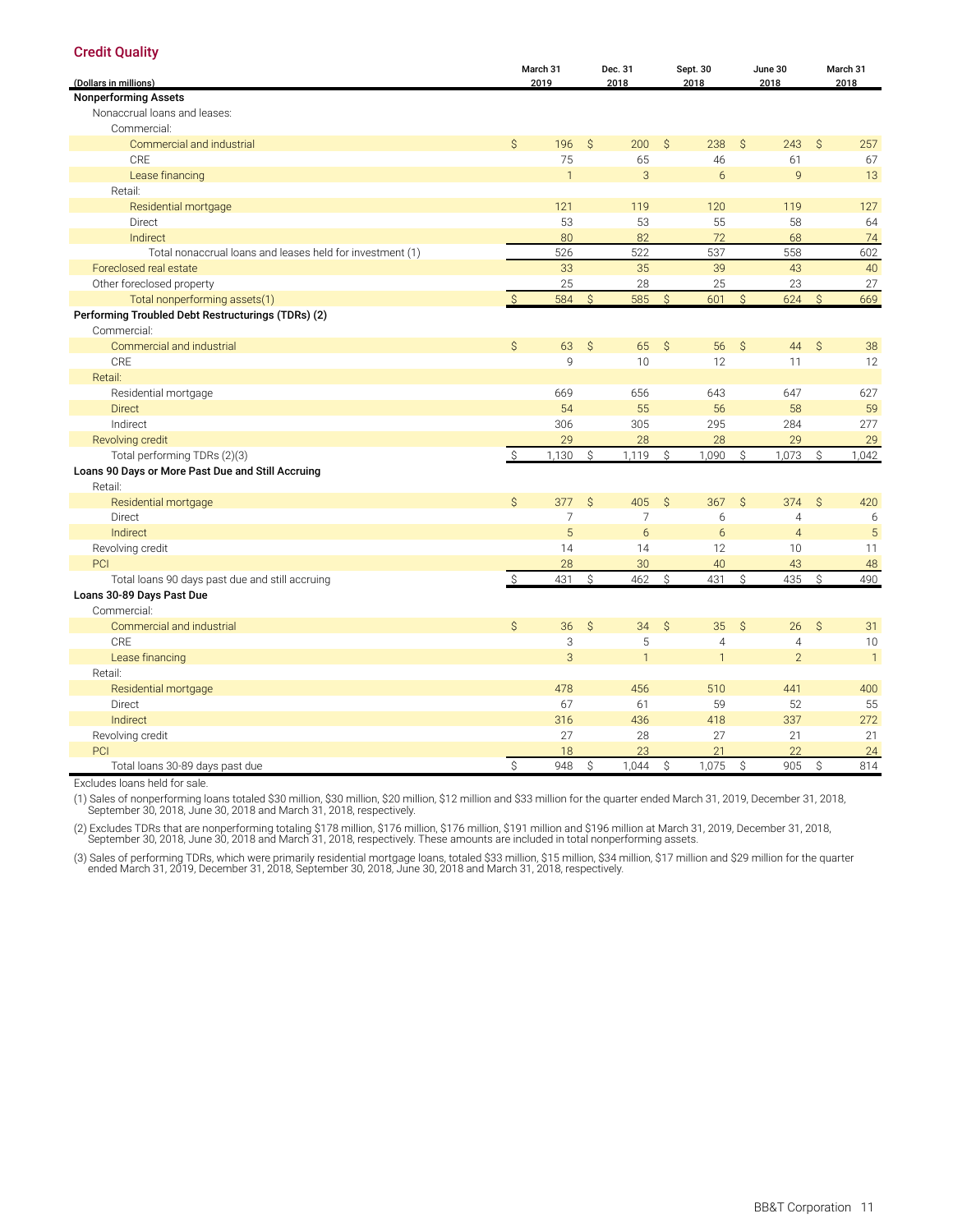## Credit Quality

| (Dollars in millions) | March 31 2019 | Dec. 31 2018 | Sept. 30 2018 | June 30 2018 | March 31 2018 |
|---|---|---|---|---|---|
| **Nonperforming Assets** | | | | | |
| Nonaccrual loans and leases: | | | | | |
| Commercial: | | | | | |
| Commercial and industrial | $ 196 | $ 200 | $ 238 | $ 243 | $ 257 |
| CRE | 75 | 65 | 46 | 61 | 67 |
| Lease financing | 1 | 3 | 6 | 9 | 13 |
| Retail: | | | | | |
| Residential mortgage | 121 | 119 | 120 | 119 | 127 |
| Direct | 53 | 53 | 55 | 58 | 64 |
| Indirect | 80 | 82 | 72 | 68 | 74 |
| Total nonaccrual loans and leases held for investment (1) | 526 | 522 | 537 | 558 | 602 |
| Foreclosed real estate | 33 | 35 | 39 | 43 | 40 |
| Other foreclosed property | 25 | 28 | 25 | 23 | 27 |
| Total nonperforming assets(1) | $ 584 | $ 585 | $ 601 | $ 624 | $ 669 |
| **Performing Troubled Debt Restructurings (TDRs) (2)** | | | | | |
| Commercial: | | | | | |
| Commercial and industrial | $ 63 | $ 65 | $ 56 | $ 44 | $ 38 |
| CRE | 9 | 10 | 12 | 11 | 12 |
| Retail: | | | | | |
| Residential mortgage | 669 | 656 | 643 | 647 | 627 |
| Direct | 54 | 55 | 56 | 58 | 59 |
| Indirect | 306 | 305 | 295 | 284 | 277 |
| Revolving credit | 29 | 28 | 28 | 29 | 29 |
| Total performing TDRs (2)(3) | $ 1,130 | $ 1,119 | $ 1,090 | $ 1,073 | $ 1,042 |
| **Loans 90 Days or More Past Due and Still Accruing** | | | | | |
| Retail: | | | | | |
| Residential mortgage | $ 377 | $ 405 | $ 367 | $ 374 | $ 420 |
| Direct | 7 | 7 | 6 | 4 | 6 |
| Indirect | 5 | 6 | 6 | 4 | 5 |
| Revolving credit | 14 | 14 | 12 | 10 | 11 |
| PCI | 28 | 30 | 40 | 43 | 48 |
| Total loans 90 days past due and still accruing | $ 431 | $ 462 | $ 431 | $ 435 | $ 490 |
| **Loans 30-89 Days Past Due** | | | | | |
| Commercial: | | | | | |
| Commercial and industrial | $ 36 | $ 34 | $ 35 | $ 26 | $ 31 |
| CRE | 3 | 5 | 4 | 4 | 10 |
| Lease financing | 3 | 1 | 1 | 2 | 1 |
| Retail: | | | | | |
| Residential mortgage | 478 | 456 | 510 | 441 | 400 |
| Direct | 67 | 61 | 59 | 52 | 55 |
| Indirect | 316 | 436 | 418 | 337 | 272 |
| Revolving credit | 27 | 28 | 27 | 21 | 21 |
| PCI | 18 | 23 | 21 | 22 | 24 |
| Total loans 30-89 days past due | $ 948 | $ 1,044 | $ 1,075 | $ 905 | $ 814 |

Excludes loans held for sale.

(1) Sales of nonperforming loans totaled $30 million, $30 million, $20 million, $12 million and $33 million for the quarter ended March 31, 2019, December 31, 2018, September 30, 2018, June 30, 2018 and March 31, 2018, respectively.

(2) Excludes TDRs that are nonperforming totaling $178 million, $176 million, $176 million, $191 million and $196 million at March 31, 2019, December 31, 2018, September 30, 2018, June 30, 2018 and March 31, 2018, respectively. These amounts are included in total nonperforming assets.

(3) Sales of performing TDRs, which were primarily residential mortgage loans, totaled $33 million, $15 million, $34 million, $17 million and $29 million for the quarter ended March 31, 2019, December 31, 2018, September 30, 2018, June 30, 2018 and March 31, 2018, respectively.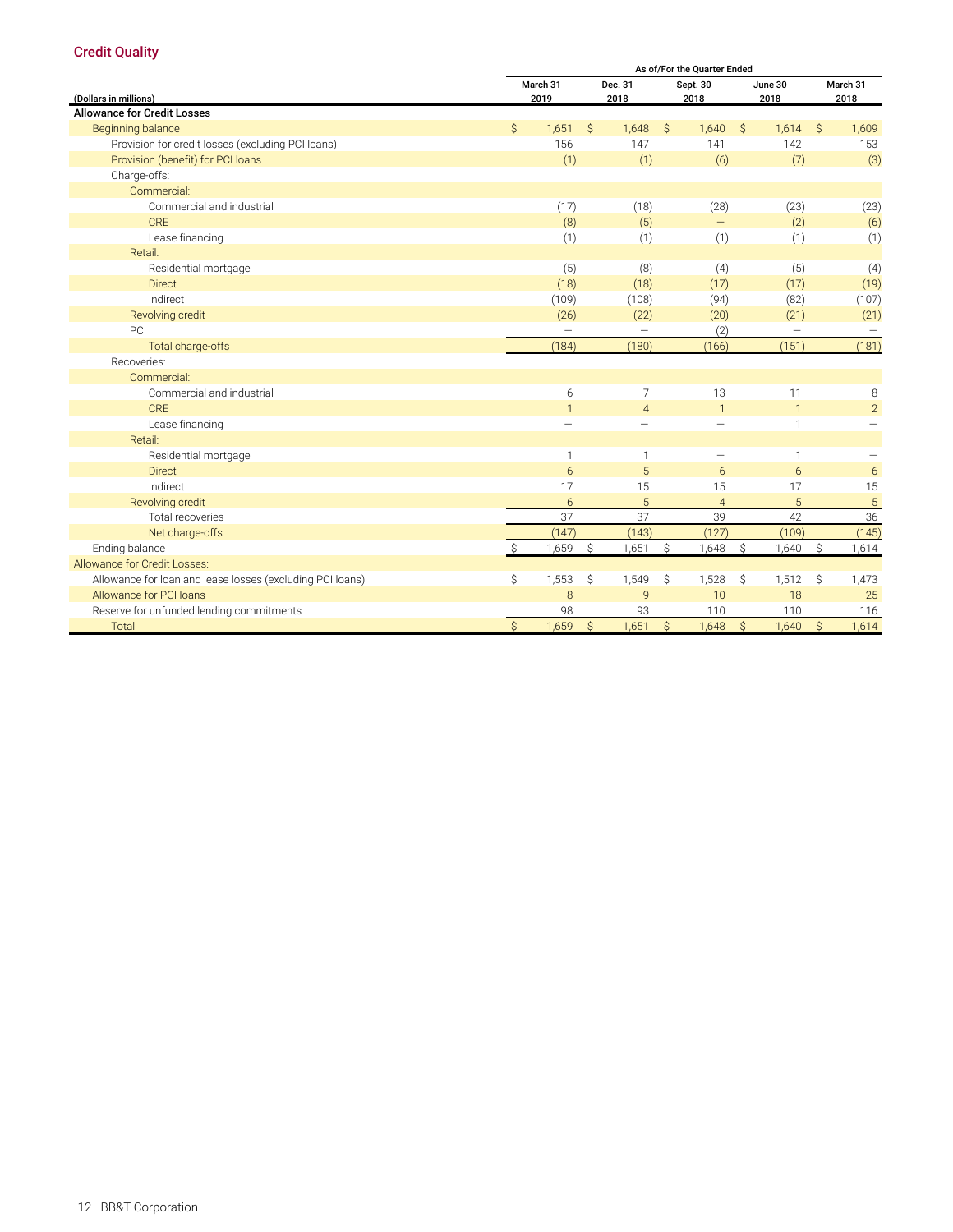## Credit Quality

| (Dollars in millions) | March 31 2019 | Dec. 31 2018 | Sept. 30 2018 | June 30 2018 | March 31 2018 |
|---|---|---|---|---|---|
| | As of/For the Quarter Ended | | | | |
| **Allowance for Credit Losses** | | | | | |
| Beginning balance | $ 1,651 | $ 1,648 | $ 1,640 | $ 1,614 | $ 1,609 |
| Provision for credit losses (excluding PCI loans) | 156 | 147 | 141 | 142 | 153 |
| Provision (benefit) for PCI loans | (1) | (1) | (6) | (7) | (3) |
| Charge-offs: | | | | | |
| Commercial: | | | | | |
| Commercial and industrial | (17) | (18) | (28) | (23) | (23) |
| CRE | (8) | (5) | — | (2) | (6) |
| Lease financing | (1) | (1) | (1) | (1) | (1) |
| Retail: | | | | | |
| Residential mortgage | (5) | (8) | (4) | (5) | (4) |
| Direct | (18) | (18) | (17) | (17) | (19) |
| Indirect | (109) | (108) | (94) | (82) | (107) |
| Revolving credit | (26) | (22) | (20) | (21) | (21) |
| PCI | — | — | (2) | — | — |
| Total charge-offs | (184) | (180) | (166) | (151) | (181) |
| Recoveries: | | | | | |
| Commercial: | | | | | |
| Commercial and industrial | 6 | 7 | 13 | 11 | 8 |
| CRE | 1 | 4 | 1 | 1 | 2 |
| Lease financing | — | — | — | 1 | — |
| Retail: | | | | | |
| Residential mortgage | 1 | 1 | — | 1 | — |
| Direct | 6 | 5 | 6 | 6 | 6 |
| Indirect | 17 | 15 | 15 | 17 | 15 |
| Revolving credit | 6 | 5 | 4 | 5 | 5 |
| Total recoveries | 37 | 37 | 39 | 42 | 36 |
| Net charge-offs | (147) | (143) | (127) | (109) | (145) |
| Ending balance | $ 1,659 | $ 1,651 | $ 1,648 | $ 1,640 | $ 1,614 |
| Allowance for Credit Losses: | | | | | |
| Allowance for loan and lease losses (excluding PCI loans) | $ 1,553 | $ 1,549 | $ 1,528 | $ 1,512 | $ 1,473 |
| Allowance for PCI loans | 8 | 9 | 10 | 18 | 25 |
| Reserve for unfunded lending commitments | 98 | 93 | 110 | 110 | 116 |
| Total | $ 1,659 | $ 1,651 | $ 1,648 | $ 1,640 | $ 1,614 |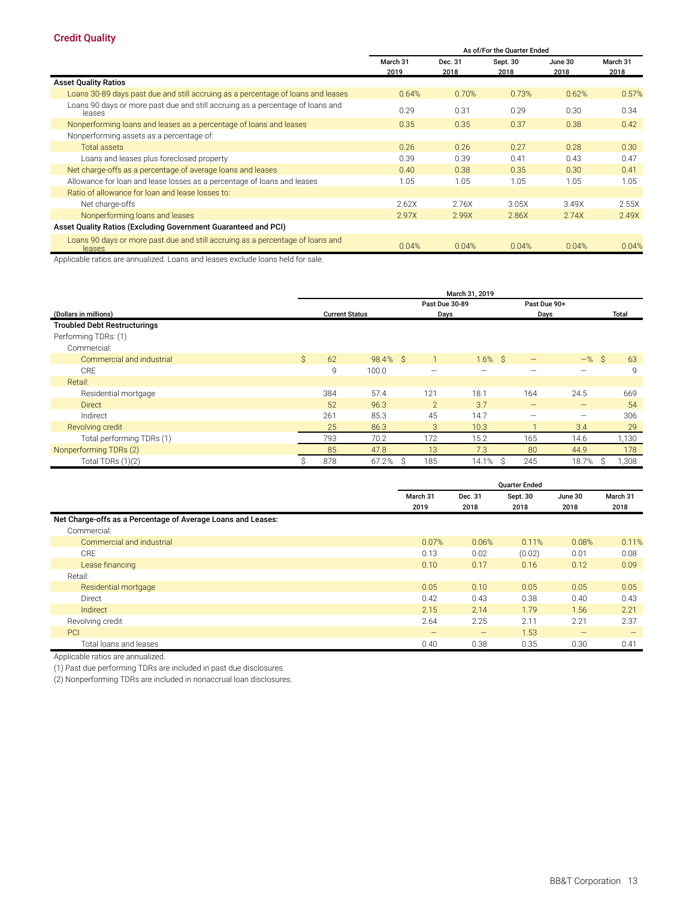## Credit Quality

| | As of/For the Quarter Ended | | | | |
|---|---|---|---|---|---|
| | March 31 2019 | Dec. 31 2018 | Sept. 30 2018 | June 30 2018 | March 31 2018 |
| **Asset Quality Ratios** | | | | | |
| Loans 30-89 days past due and still accruing as a percentage of loans and leases | 0.64% | 0.70% | 0.73% | 0.62% | 0.57% |
| Loans 90 days or more past due and still accruing as a percentage of loans and leases | 0.29 | 0.31 | 0.29 | 0.30 | 0.34 |
| Nonperforming loans and leases as a percentage of loans and leases | 0.35 | 0.35 | 0.37 | 0.38 | 0.42 |
| Nonperforming assets as a percentage of: | | | | | |
| Total assets | 0.26 | 0.26 | 0.27 | 0.28 | 0.30 |
| Loans and leases plus foreclosed property | 0.39 | 0.39 | 0.41 | 0.43 | 0.47 |
| Net charge-offs as a percentage of average loans and leases | 0.40 | 0.38 | 0.35 | 0.30 | 0.41 |
| Allowance for loan and lease losses as a percentage of loans and leases | 1.05 | 1.05 | 1.05 | 1.05 | 1.05 |
| Ratio of allowance for loan and lease losses to: | | | | | |
| Net charge-offs | 2.62X | 2.76X | 3.05X | 3.49X | 2.55X |
| Nonperforming loans and leases | 2.97X | 2.99X | 2.86X | 2.74X | 2.49X |
| **Asset Quality Ratios (Excluding Government Guaranteed and PCI)** | | | | | |
| Loans 90 days or more past due and still accruing as a percentage of loans and leases | 0.04% | 0.04% | 0.04% | 0.04% | 0.04% |

Applicable ratios are annualized. Loans and leases exclude loans held for sale.

| (Dollars in millions) | March 31, 2019 | | | | | | |
|---|---|---|---|---|---|---|---|
| | Current Status | | Past Due 30-89 Days | | Past Due 90+ Days | | Total |
| **Troubled Debt Restructurings** | | | | | | | |
| Performing TDRs: (1) | | | | | | | |
| Commercial: | | | | | | | |
| Commercial and industrial | $ 62 | 98.4% | $ 1 | 1.6% | $ — | —% | $ 63 |
| CRE | 9 | 100.0 | — | — | — | — | 9 |
| Retail: | | | | | | | |
| Residential mortgage | 384 | 57.4 | 121 | 18.1 | 164 | 24.5 | 669 |
| Direct | 52 | 96.3 | 2 | 3.7 | — | — | 54 |
| Indirect | 261 | 85.3 | 45 | 14.7 | — | — | 306 |
| Revolving credit | 25 | 86.3 | 3 | 10.3 | 1 | 3.4 | 29 |
| Total performing TDRs (1) | 793 | 70.2 | 172 | 15.2 | 165 | 14.6 | 1,130 |
| Nonperforming TDRs (2) | 85 | 47.8 | 13 | 7.3 | 80 | 44.9 | 178 |
| Total TDRs (1)(2) | $ 878 | 67.2% | $ 185 | 14.1% | $ 245 | 18.7% | $ 1,308 |

| | Quarter Ended | | | | |
|---|---|---|---|---|---|
| | March 31 2019 | Dec. 31 2018 | Sept. 30 2018 | June 30 2018 | March 31 2018 |
| **Net Charge-offs as a Percentage of Average Loans and Leases:** | | | | | |
| Commercial: | | | | | |
| Commercial and industrial | 0.07% | 0.06% | 0.11% | 0.08% | 0.11% |
| CRE | 0.13 | 0.02 | (0.02) | 0.01 | 0.08 |
| Lease financing | 0.10 | 0.17 | 0.16 | 0.12 | 0.09 |
| Retail: | | | | | |
| Residential mortgage | 0.05 | 0.10 | 0.05 | 0.05 | 0.05 |
| Direct | 0.42 | 0.43 | 0.38 | 0.40 | 0.43 |
| Indirect | 2.15 | 2.14 | 1.79 | 1.56 | 2.21 |
| Revolving credit | 2.64 | 2.25 | 2.11 | 2.21 | 2.37 |
| PCI | — | — | 1.53 | — | — |
| Total loans and leases | 0.40 | 0.38 | 0.35 | 0.30 | 0.41 |

Applicable ratios are annualized.

(1) Past due performing TDRs are included in past due disclosures.

(2) Nonperforming TDRs are included in nonaccrual loan disclosures.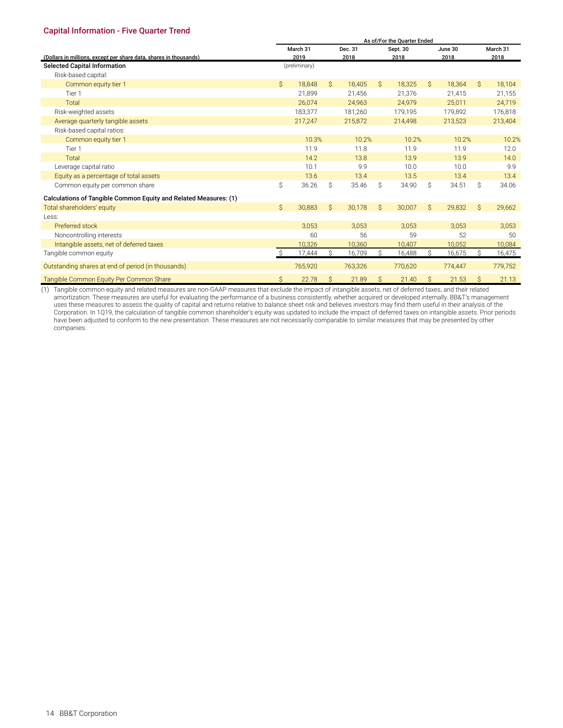## Capital Information - Five Quarter Trend

| (Dollars in millions, except per share data, shares in thousands) | As of/For the Quarter Ended March 31 2019 | Dec. 31 2018 | Sept. 30 2018 | June 30 2018 | March 31 2018 |
|---|---|---|---|---|---|
| **Selected Capital Information** | (preliminary) | | | | |
| Risk-based capital: | | | | | |
| Common equity tier 1 | $ 18,848 | $ 18,405 | $ 18,325 | $ 18,364 | $ 18,104 |
| Tier 1 | 21,899 | 21,456 | 21,376 | 21,415 | 21,155 |
| Total | 26,074 | 24,963 | 24,979 | 25,011 | 24,719 |
| Risk-weighted assets | 183,377 | 181,260 | 179,195 | 179,892 | 176,818 |
| Average quarterly tangible assets | 217,247 | 215,872 | 214,498 | 213,523 | 213,404 |
| Risk-based capital ratios: | | | | | |
| Common equity tier 1 | 10.3% | 10.2% | 10.2% | 10.2% | 10.2% |
| Tier 1 | 11.9 | 11.8 | 11.9 | 11.9 | 12.0 |
| Total | 14.2 | 13.8 | 13.9 | 13.9 | 14.0 |
| Leverage capital ratio | 10.1 | 9.9 | 10.0 | 10.0 | 9.9 |
| Equity as a percentage of total assets | 13.6 | 13.4 | 13.5 | 13.4 | 13.4 |
| Common equity per common share | $ 36.26 | $ 35.46 | $ 34.90 | $ 34.51 | $ 34.06 |
| **Calculations of Tangible Common Equity and Related Measures: (1)** | | | | | |
| Total shareholders' equity | $ 30,883 | $ 30,178 | $ 30,007 | $ 29,832 | $ 29,662 |
| Less: | | | | | |
| Preferred stock | 3,053 | 3,053 | 3,053 | 3,053 | 3,053 |
| Noncontrolling interests | 60 | 56 | 59 | 52 | 50 |
| Intangible assets, net of deferred taxes | 10,326 | 10,360 | 10,407 | 10,052 | 10,084 |
| Tangible common equity | $ 17,444 | $ 16,709 | $ 16,488 | $ 16,675 | $ 16,475 |
| Outstanding shares at end of period (in thousands) | 765,920 | 763,326 | 770,620 | 774,447 | 779,752 |
| Tangible Common Equity Per Common Share | $ 22.78 | $ 21.89 | $ 21.40 | $ 21.53 | $ 21.13 |

(1) Tangible common equity and related measures are non-GAAP measures that exclude the impact of intangible assets, net of deferred taxes, and their related amortization. These measures are useful for evaluating the performance of a business consistently, whether acquired or developed internally. BB&T's management uses these measures to assess the quality of capital and returns relative to balance sheet risk and believes investors may find them useful in their analysis of the Corporation. In 1Q19, the calculation of tangible common shareholder's equity was updated to include the impact of deferred taxes on intangible assets. Prior periods have been adjusted to conform to the new presentation. These measures are not necessarily comparable to similar measures that may be presented by other companies.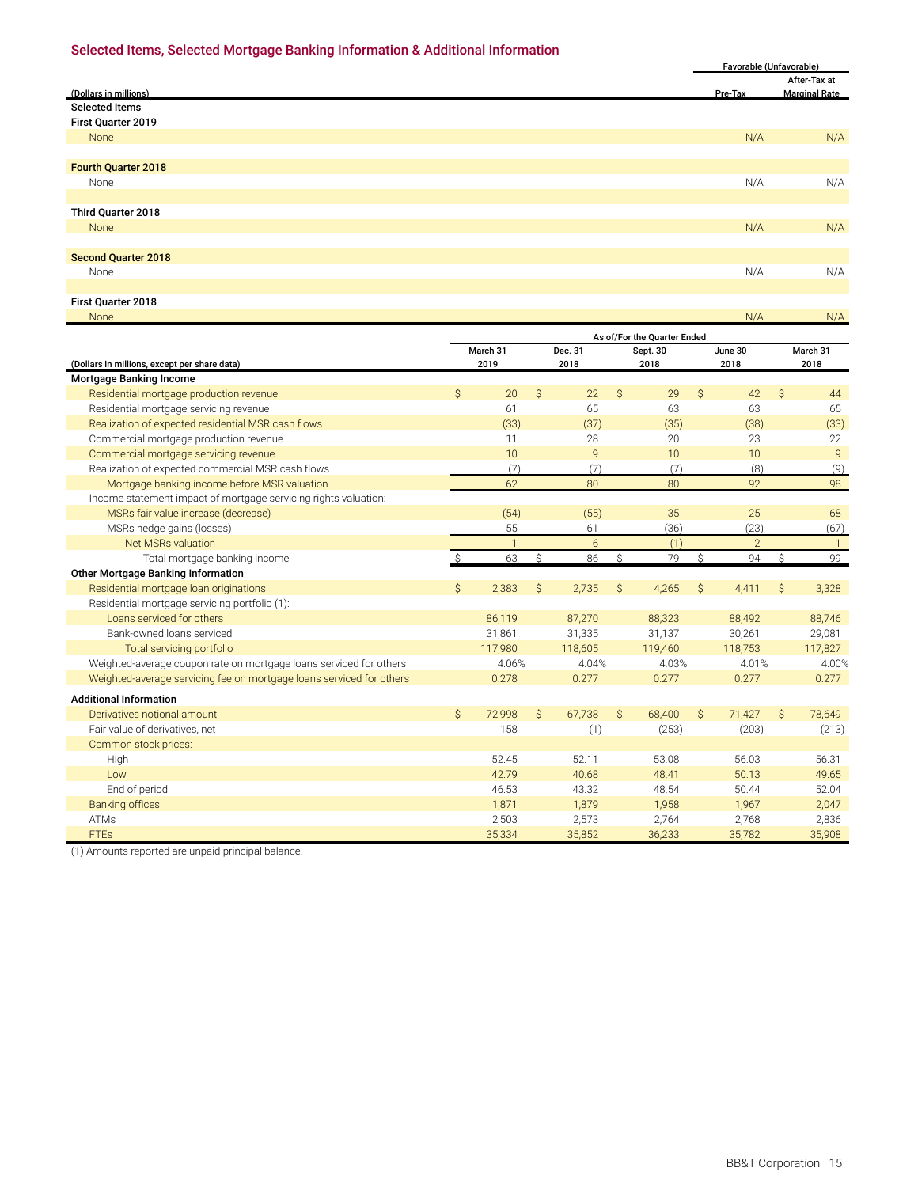## Selected Items, Selected Mortgage Banking Information & Additional Information

| (Dollars in millions) | Favorable (Unfavorable) Pre-Tax | Favorable (Unfavorable) After-Tax at Marginal Rate |
|---|---|---|
| **Selected Items** | | |
| **First Quarter 2019** | | |
| None | N/A | N/A |
| **Fourth Quarter 2018** | | |
| None | N/A | N/A |
| **Third Quarter 2018** | | |
| None | N/A | N/A |
| **Second Quarter 2018** | | |
| None | N/A | N/A |
| **First Quarter 2018** | | |
| None | N/A | N/A |

| (Dollars in millions, except per share data) | As of/For the Quarter Ended March 31 2019 | Dec. 31 2018 | Sept. 30 2018 | June 30 2018 | March 31 2018 |
|---|---|---|---|---|---|
| **Mortgage Banking Income** | | | | | |
| Residential mortgage production revenue | $ 20 | $ 22 | $ 29 | $ 42 | $ 44 |
| Residential mortgage servicing revenue | 61 | 65 | 63 | 63 | 65 |
| Realization of expected residential MSR cash flows | (33) | (37) | (35) | (38) | (33) |
| Commercial mortgage production revenue | 11 | 28 | 20 | 23 | 22 |
| Commercial mortgage servicing revenue | 10 | 9 | 10 | 10 | 9 |
| Realization of expected commercial MSR cash flows | (7) | (7) | (7) | (8) | (9) |
| Mortgage banking income before MSR valuation | 62 | 80 | 80 | 92 | 98 |
| Income statement impact of mortgage servicing rights valuation: | | | | | |
| MSRs fair value increase (decrease) | (54) | (55) | 35 | 25 | 68 |
| MSRs hedge gains (losses) | 55 | 61 | (36) | (23) | (67) |
| Net MSRs valuation | 1 | 6 | (1) | 2 | 1 |
| Total mortgage banking income | $ 63 | $ 86 | $ 79 | $ 94 | $ 99 |
| **Other Mortgage Banking Information** | | | | | |
| Residential mortgage loan originations | $ 2,383 | $ 2,735 | $ 4,265 | $ 4,411 | $ 3,328 |
| Residential mortgage servicing portfolio (1): | | | | | |
| Loans serviced for others | 86,119 | 87,270 | 88,323 | 88,492 | 88,746 |
| Bank-owned loans serviced | 31,861 | 31,335 | 31,137 | 30,261 | 29,081 |
| Total servicing portfolio | 117,980 | 118,605 | 119,460 | 118,753 | 117,827 |
| Weighted-average coupon rate on mortgage loans serviced for others | 4.06% | 4.04% | 4.03% | 4.01% | 4.00% |
| Weighted-average servicing fee on mortgage loans serviced for others | 0.278 | 0.277 | 0.277 | 0.277 | 0.277 |
| **Additional Information** | | | | | |
| Derivatives notional amount | $ 72,998 | $ 67,738 | $ 68,400 | $ 71,427 | $ 78,649 |
| Fair value of derivatives, net | 158 | (1) | (253) | (203) | (213) |
| Common stock prices: | | | | | |
| High | 52.45 | 52.11 | 53.08 | 56.03 | 56.31 |
| Low | 42.79 | 40.68 | 48.41 | 50.13 | 49.65 |
| End of period | 46.53 | 43.32 | 48.54 | 50.44 | 52.04 |
| Banking offices | 1,871 | 1,879 | 1,958 | 1,967 | 2,047 |
| ATMs | 2,503 | 2,573 | 2,764 | 2,768 | 2,836 |
| FTEs | 35,334 | 35,852 | 36,233 | 35,782 | 35,908 |

(1) Amounts reported are unpaid principal balance.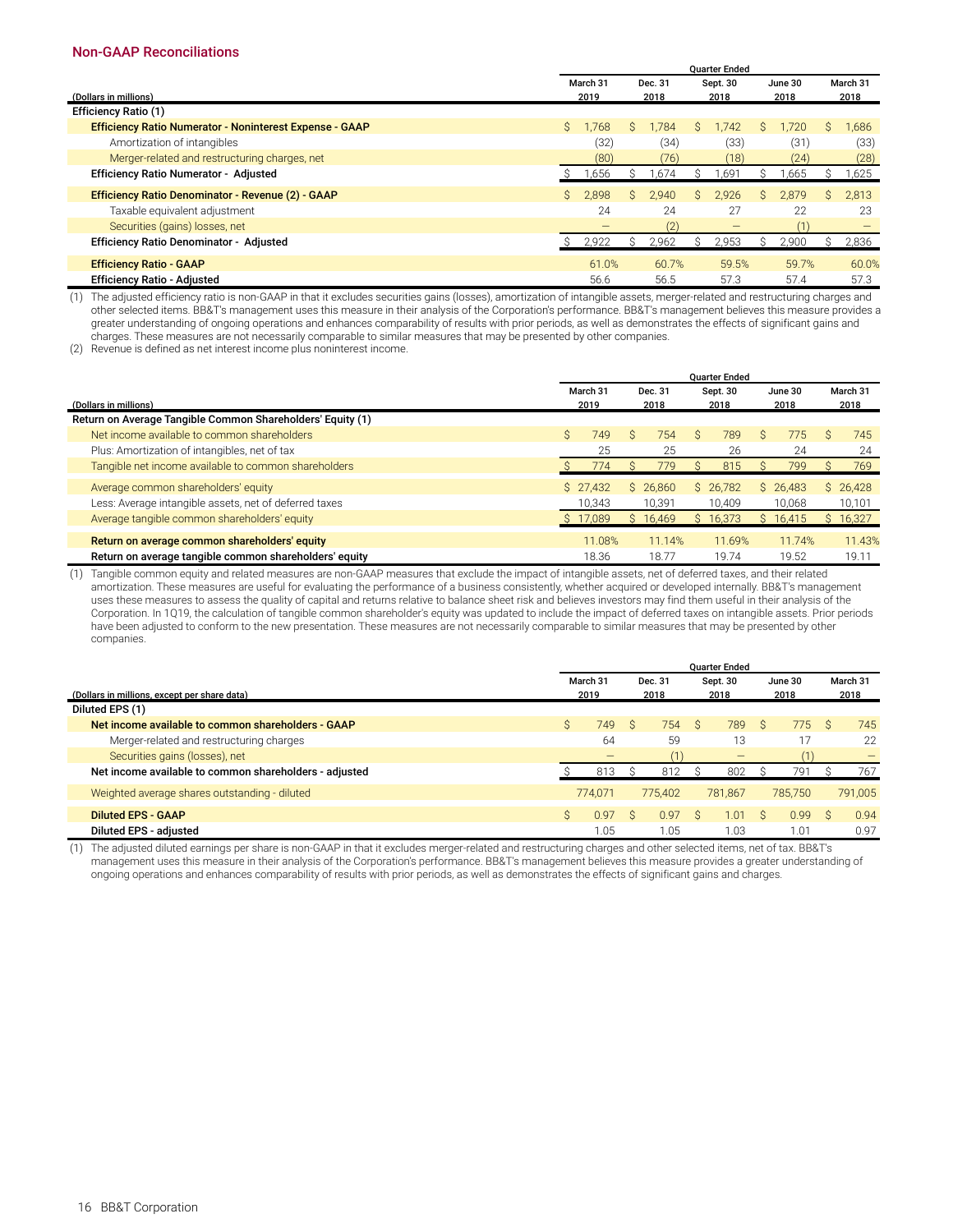## Non-GAAP Reconciliations

| (Dollars in millions) | Quarter Ended March 31 2019 | Dec. 31 2018 | Sept. 30 2018 | June 30 2018 | March 31 2018 |
|---|---|---|---|---|---|
| **Efficiency Ratio (1)** | | | | | |
| **Efficiency Ratio Numerator - Noninterest Expense - GAAP** | $ 1,768 | $ 1,784 | $ 1,742 | $ 1,720 | $ 1,686 |
| Amortization of intangibles | (32) | (34) | (33) | (31) | (33) |
| Merger-related and restructuring charges, net | (80) | (76) | (18) | (24) | (28) |
| **Efficiency Ratio Numerator - Adjusted** | $ 1,656 | $ 1,674 | $ 1,691 | $ 1,665 | $ 1,625 |
| **Efficiency Ratio Denominator - Revenue (2) - GAAP** | $ 2,898 | $ 2,940 | $ 2,926 | $ 2,879 | $ 2,813 |
| Taxable equivalent adjustment | 24 | 24 | 27 | 22 | 23 |
| Securities (gains) losses, net | — | (2) | — | (1) | — |
| **Efficiency Ratio Denominator - Adjusted** | $ 2,922 | $ 2,962 | $ 2,953 | $ 2,900 | $ 2,836 |
| **Efficiency Ratio - GAAP** | 61.0% | 60.7% | 59.5% | 59.7% | 60.0% |
| **Efficiency Ratio - Adjusted** | 56.6 | 56.5 | 57.3 | 57.4 | 57.3 |

(1) The adjusted efficiency ratio is non-GAAP in that it excludes securities gains (losses), amortization of intangible assets, merger-related and restructuring charges and other selected items. BB&T's management uses this measure in their analysis of the Corporation's performance. BB&T's management believes this measure provides a greater understanding of ongoing operations and enhances comparability of results with prior periods, as well as demonstrates the effects of significant gains and charges. These measures are not necessarily comparable to similar measures that may be presented by other companies.
(2) Revenue is defined as net interest income plus noninterest income.

| (Dollars in millions) | Quarter Ended March 31 2019 | Dec. 31 2018 | Sept. 30 2018 | June 30 2018 | March 31 2018 |
|---|---|---|---|---|---|
| **Return on Average Tangible Common Shareholders' Equity (1)** | | | | | |
| Net income available to common shareholders | $ 749 | $ 754 | $ 789 | $ 775 | $ 745 |
| Plus: Amortization of intangibles, net of tax | 25 | 25 | 26 | 24 | 24 |
| Tangible net income available to common shareholders | $ 774 | $ 779 | $ 815 | $ 799 | $ 769 |
| Average common shareholders' equity | $ 27,432 | $ 26,860 | $ 26,782 | $ 26,483 | $ 26,428 |
| Less: Average intangible assets, net of deferred taxes | 10,343 | 10,391 | 10,409 | 10,068 | 10,101 |
| Average tangible common shareholders' equity | $ 17,089 | $ 16,469 | $ 16,373 | $ 16,415 | $ 16,327 |
| **Return on average common shareholders' equity** | 11.08% | 11.14% | 11.69% | 11.74% | 11.43% |
| **Return on average tangible common shareholders' equity** | 18.36 | 18.77 | 19.74 | 19.52 | 19.11 |

(1) Tangible common equity and related measures are non-GAAP measures that exclude the impact of intangible assets, net of deferred taxes, and their related amortization. These measures are useful for evaluating the performance of a business consistently, whether acquired or developed internally. BB&T's management uses these measures to assess the quality of capital and returns relative to balance sheet risk and believes investors may find them useful in their analysis of the Corporation. In 1Q19, the calculation of tangible common shareholder's equity was updated to include the impact of deferred taxes on intangible assets. Prior periods have been adjusted to conform to the new presentation. These measures are not necessarily comparable to similar measures that may be presented by other companies.

| (Dollars in millions, except per share data) | Quarter Ended March 31 2019 | Dec. 31 2018 | Sept. 30 2018 | June 30 2018 | March 31 2018 |
|---|---|---|---|---|---|
| **Diluted EPS (1)** | | | | | |
| **Net income available to common shareholders - GAAP** | $ 749 | $ 754 | $ 789 | $ 775 | $ 745 |
| Merger-related and restructuring charges | 64 | 59 | 13 | 17 | 22 |
| Securities gains (losses), net | — | (1) | — | (1) | — |
| **Net income available to common shareholders - adjusted** | $ 813 | $ 812 | $ 802 | $ 791 | $ 767 |
| Weighted average shares outstanding - diluted | 774,071 | 775,402 | 781,867 | 785,750 | 791,005 |
| **Diluted EPS - GAAP** | $ 0.97 | $ 0.97 | $ 1.01 | $ 0.99 | $ 0.94 |
| **Diluted EPS - adjusted** | 1.05 | 1.05 | 1.03 | 1.01 | 0.97 |

(1) The adjusted diluted earnings per share is non-GAAP in that it excludes merger-related and restructuring charges and other selected items, net of tax. BB&T's management uses this measure in their analysis of the Corporation's performance. BB&T's management believes this measure provides a greater understanding of ongoing operations and enhances comparability of results with prior periods, as well as demonstrates the effects of significant gains and charges.